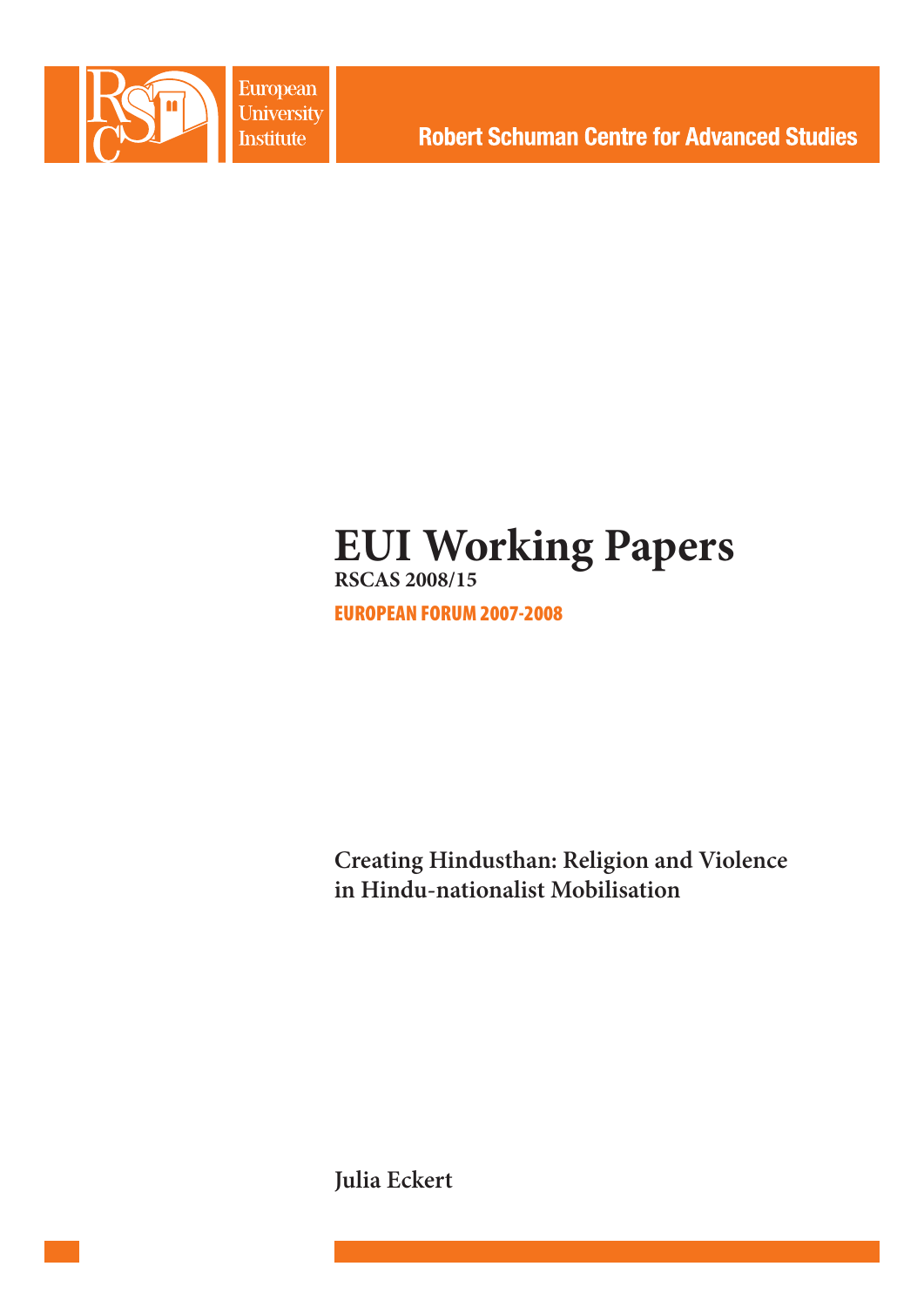European University Institute

Robert Schuman Centre for Advanced Studies

# EUI Working Papers

**RSCAS 2008/15**

EUROPEAN FORUM 2007-2008

**Creating Hindusthan: Religion and Violence in Hindu-nationalist Mobilisation**

**Julia Eckert**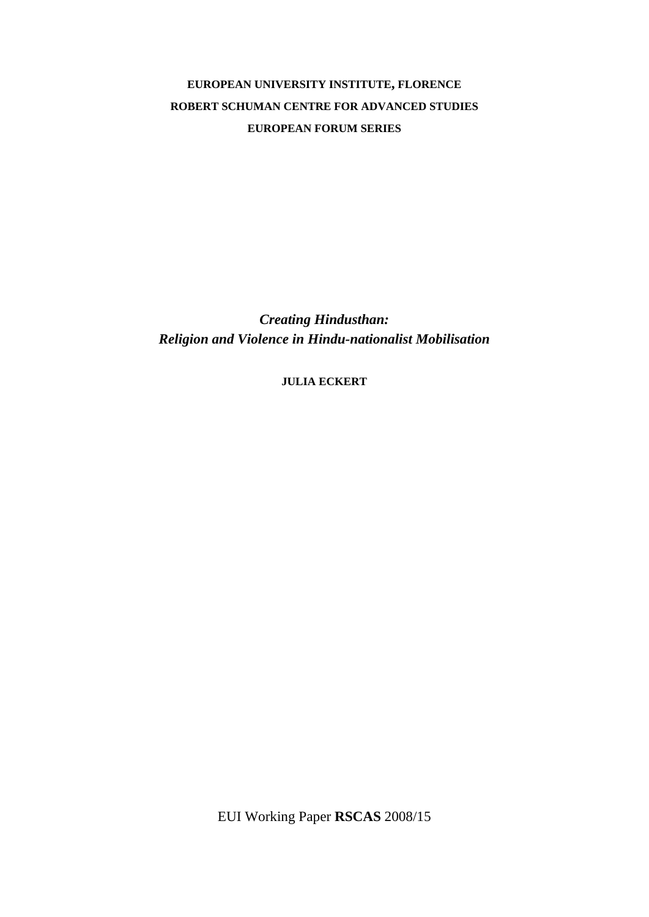**EUROPEAN UNIVERSITY INSTITUTE, FLORENCE**
**ROBERT SCHUMAN CENTRE FOR ADVANCED STUDIES**
**EUROPEAN FORUM SERIES**

# *Creating Hindusthan: Religion and Violence in Hindu-nationalist Mobilisation*

**JULIA ECKERT**

EUI Working Paper **RSCAS** 2008/15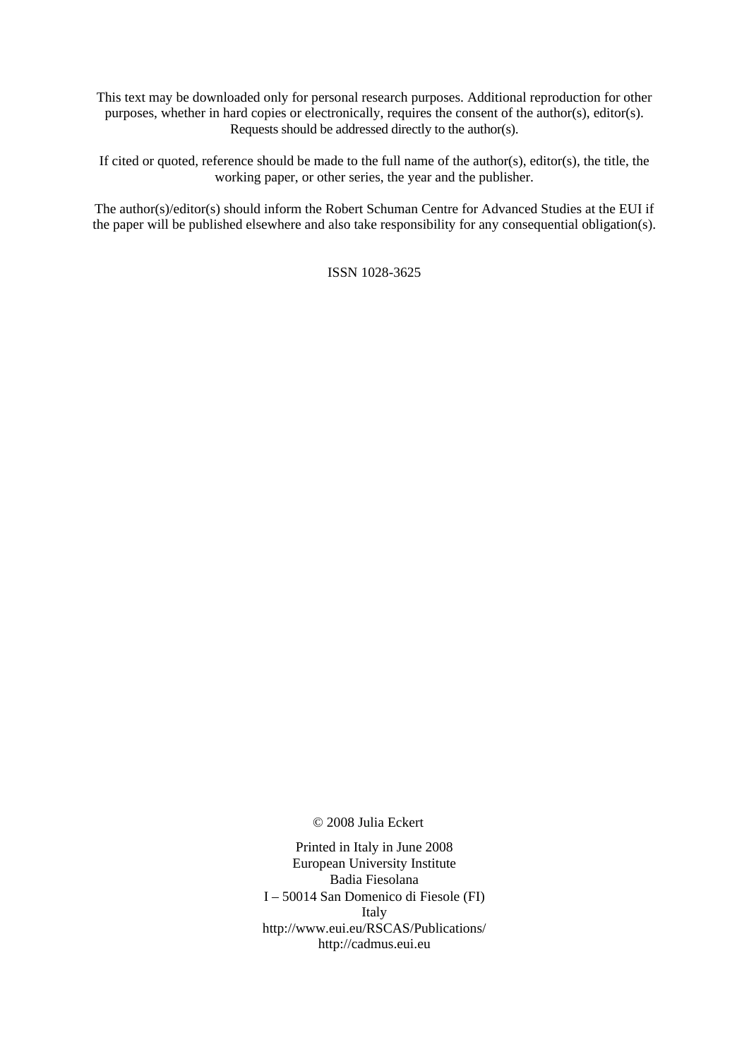This text may be downloaded only for personal research purposes. Additional reproduction for other purposes, whether in hard copies or electronically, requires the consent of the author(s), editor(s). Requests should be addressed directly to the author(s).

If cited or quoted, reference should be made to the full name of the author(s), editor(s), the title, the working paper, or other series, the year and the publisher.

The author(s)/editor(s) should inform the Robert Schuman Centre for Advanced Studies at the EUI if the paper will be published elsewhere and also take responsibility for any consequential obligation(s).

ISSN 1028-3625

© 2008 Julia Eckert

Printed in Italy in June 2008
European University Institute
Badia Fiesolana
I – 50014 San Domenico di Fiesole (FI)
Italy
http://www.eui.eu/RSCAS/Publications/
http://cadmus.eui.eu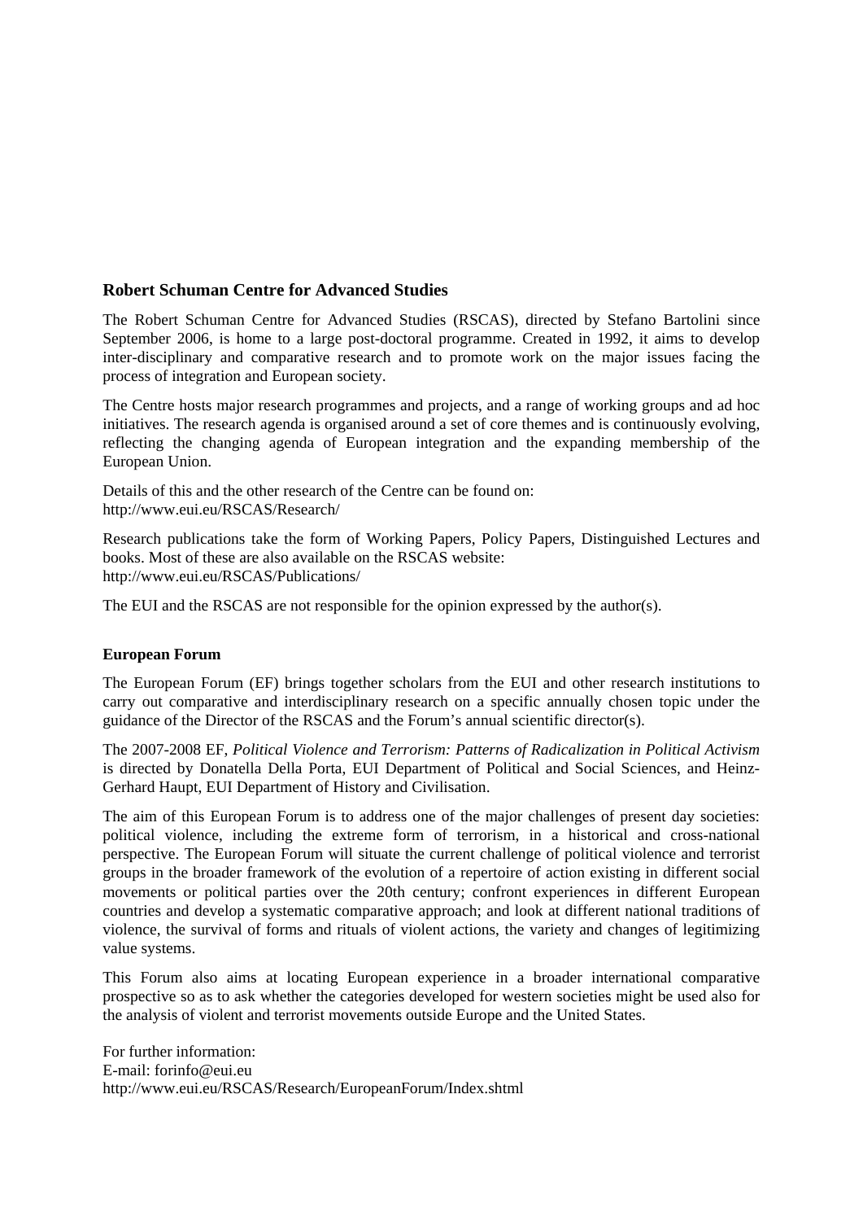## Robert Schuman Centre for Advanced Studies

The Robert Schuman Centre for Advanced Studies (RSCAS), directed by Stefano Bartolini since September 2006, is home to a large post-doctoral programme. Created in 1992, it aims to develop inter-disciplinary and comparative research and to promote work on the major issues facing the process of integration and European society.

The Centre hosts major research programmes and projects, and a range of working groups and ad hoc initiatives. The research agenda is organised around a set of core themes and is continuously evolving, reflecting the changing agenda of European integration and the expanding membership of the European Union.

Details of this and the other research of the Centre can be found on:
http://www.eui.eu/RSCAS/Research/

Research publications take the form of Working Papers, Policy Papers, Distinguished Lectures and books. Most of these are also available on the RSCAS website:
http://www.eui.eu/RSCAS/Publications/

The EUI and the RSCAS are not responsible for the opinion expressed by the author(s).

### European Forum

The European Forum (EF) brings together scholars from the EUI and other research institutions to carry out comparative and interdisciplinary research on a specific annually chosen topic under the guidance of the Director of the RSCAS and the Forum's annual scientific director(s).

The 2007-2008 EF, *Political Violence and Terrorism: Patterns of Radicalization in Political Activism* is directed by Donatella Della Porta, EUI Department of Political and Social Sciences, and Heinz-Gerhard Haupt, EUI Department of History and Civilisation.

The aim of this European Forum is to address one of the major challenges of present day societies: political violence, including the extreme form of terrorism, in a historical and cross-national perspective. The European Forum will situate the current challenge of political violence and terrorist groups in the broader framework of the evolution of a repertoire of action existing in different social movements or political parties over the 20th century; confront experiences in different European countries and develop a systematic comparative approach; and look at different national traditions of violence, the survival of forms and rituals of violent actions, the variety and changes of legitimizing value systems.

This Forum also aims at locating European experience in a broader international comparative prospective so as to ask whether the categories developed for western societies might be used also for the analysis of violent and terrorist movements outside Europe and the United States.

For further information:
E-mail: forinfo@eui.eu
http://www.eui.eu/RSCAS/Research/EuropeanForum/Index.shtml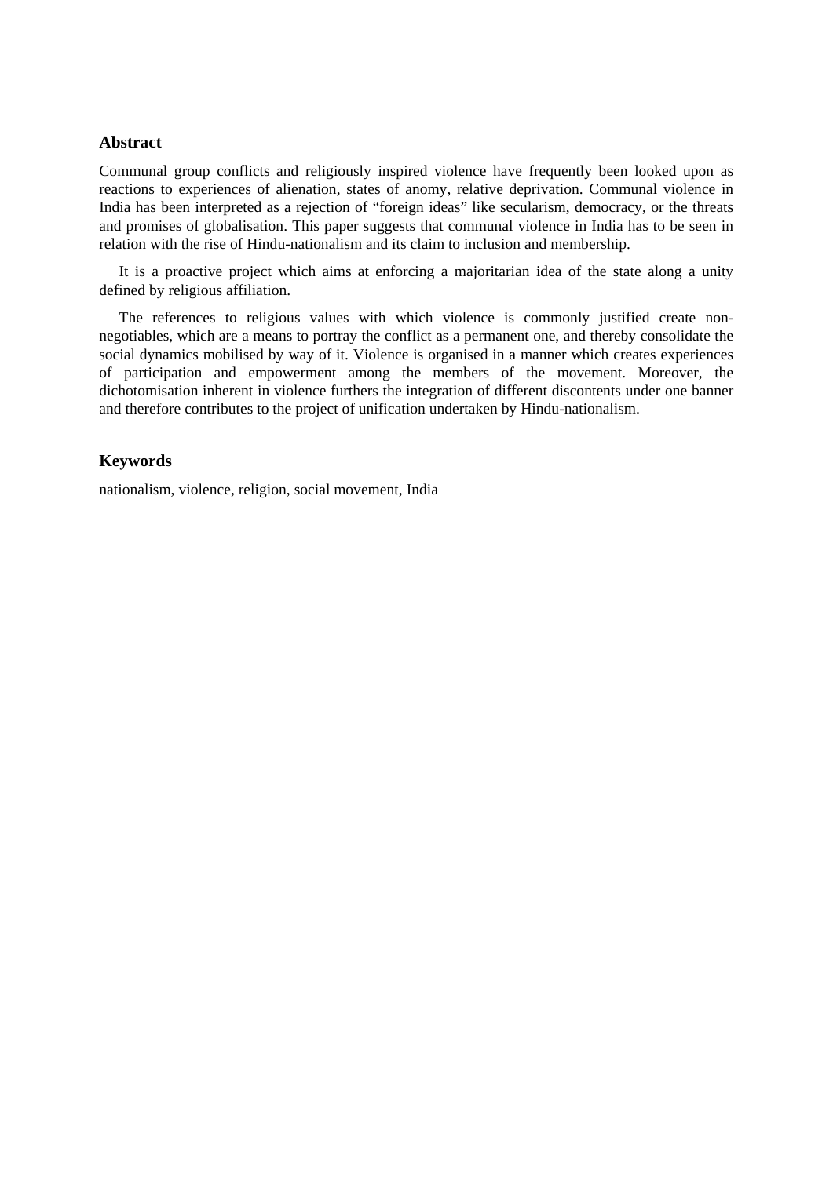## Abstract

Communal group conflicts and religiously inspired violence have frequently been looked upon as reactions to experiences of alienation, states of anomy, relative deprivation. Communal violence in India has been interpreted as a rejection of "foreign ideas" like secularism, democracy, or the threats and promises of globalisation. This paper suggests that communal violence in India has to be seen in relation with the rise of Hindu-nationalism and its claim to inclusion and membership.

It is a proactive project which aims at enforcing a majoritarian idea of the state along a unity defined by religious affiliation.

The references to religious values with which violence is commonly justified create non-negotiables, which are a means to portray the conflict as a permanent one, and thereby consolidate the social dynamics mobilised by way of it. Violence is organised in a manner which creates experiences of participation and empowerment among the members of the movement. Moreover, the dichotomisation inherent in violence furthers the integration of different discontents under one banner and therefore contributes to the project of unification undertaken by Hindu-nationalism.

## Keywords

nationalism, violence, religion, social movement, India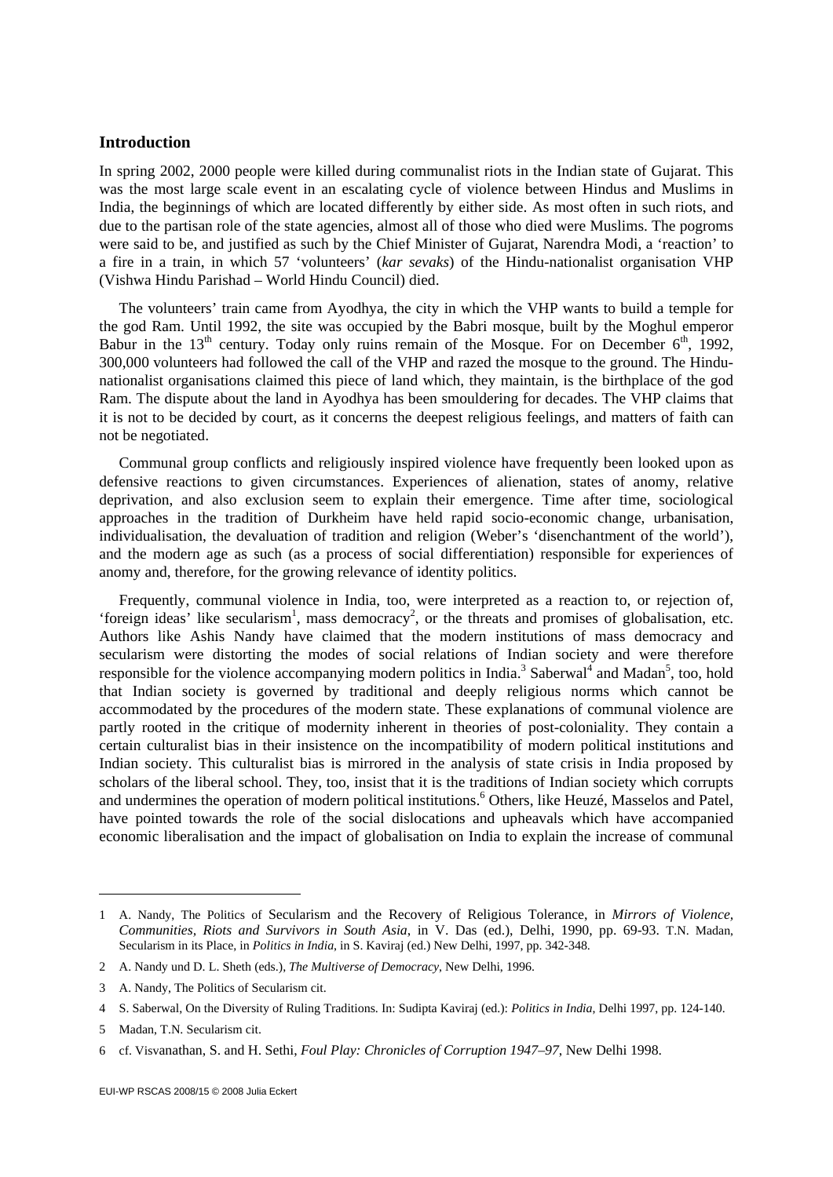## Introduction

In spring 2002, 2000 people were killed during communalist riots in the Indian state of Gujarat. This was the most large scale event in an escalating cycle of violence between Hindus and Muslims in India, the beginnings of which are located differently by either side. As most often in such riots, and due to the partisan role of the state agencies, almost all of those who died were Muslims. The pogroms were said to be, and justified as such by the Chief Minister of Gujarat, Narendra Modi, a 'reaction' to a fire in a train, in which 57 'volunteers' (*kar sevaks*) of the Hindu-nationalist organisation VHP (Vishwa Hindu Parishad – World Hindu Council) died.

The volunteers' train came from Ayodhya, the city in which the VHP wants to build a temple for the god Ram. Until 1992, the site was occupied by the Babri mosque, built by the Moghul emperor Babur in the 13th century. Today only ruins remain of the Mosque. For on December 6th, 1992, 300,000 volunteers had followed the call of the VHP and razed the mosque to the ground. The Hindu-nationalist organisations claimed this piece of land which, they maintain, is the birthplace of the god Ram. The dispute about the land in Ayodhya has been smouldering for decades. The VHP claims that it is not to be decided by court, as it concerns the deepest religious feelings, and matters of faith can not be negotiated.

Communal group conflicts and religiously inspired violence have frequently been looked upon as defensive reactions to given circumstances. Experiences of alienation, states of anomy, relative deprivation, and also exclusion seem to explain their emergence. Time after time, sociological approaches in the tradition of Durkheim have held rapid socio-economic change, urbanisation, individualisation, the devaluation of tradition and religion (Weber's 'disenchantment of the world'), and the modern age as such (as a process of social differentiation) responsible for experiences of anomy and, therefore, for the growing relevance of identity politics.

Frequently, communal violence in India, too, were interpreted as a reaction to, or rejection of, 'foreign ideas' like secularism[1], mass democracy[2], or the threats and promises of globalisation, etc. Authors like Ashis Nandy have claimed that the modern institutions of mass democracy and secularism were distorting the modes of social relations of Indian society and were therefore responsible for the violence accompanying modern politics in India.[3] Saberwal[4] and Madan[5], too, hold that Indian society is governed by traditional and deeply religious norms which cannot be accommodated by the procedures of the modern state. These explanations of communal violence are partly rooted in the critique of modernity inherent in theories of post-coloniality. They contain a certain culturalist bias in their insistence on the incompatibility of modern political institutions and Indian society. This culturalist bias is mirrored in the analysis of state crisis in India proposed by scholars of the liberal school. They, too, insist that it is the traditions of Indian society which corrupts and undermines the operation of modern political institutions.[6] Others, like Heuzé, Masselos and Patel, have pointed towards the role of the social dislocations and upheavals which have accompanied economic liberalisation and the impact of globalisation on India to explain the increase of communal

---

1 A. Nandy, The Politics of Secularism and the Recovery of Religious Tolerance, in *Mirrors of Violence, Communities, Riots and Survivors in South Asia*, in V. Das (ed.), Delhi, 1990, pp. 69-93. T.N. Madan, Secularism in its Place, in *Politics in India*, in S. Kaviraj (ed.) New Delhi, 1997, pp. 342-348.

2 A. Nandy und D. L. Sheth (eds.), *The Multiverse of Democracy*, New Delhi, 1996.

3 A. Nandy, The Politics of Secularism cit.

4 S. Saberwal, On the Diversity of Ruling Traditions. In: Sudipta Kaviraj (ed.): *Politics in India*, Delhi 1997, pp. 124-140.

5 Madan, T.N. Secularism cit.

6 cf. Visvanathan, S. and H. Sethi, *Foul Play: Chronicles of Corruption 1947–97*, New Delhi 1998.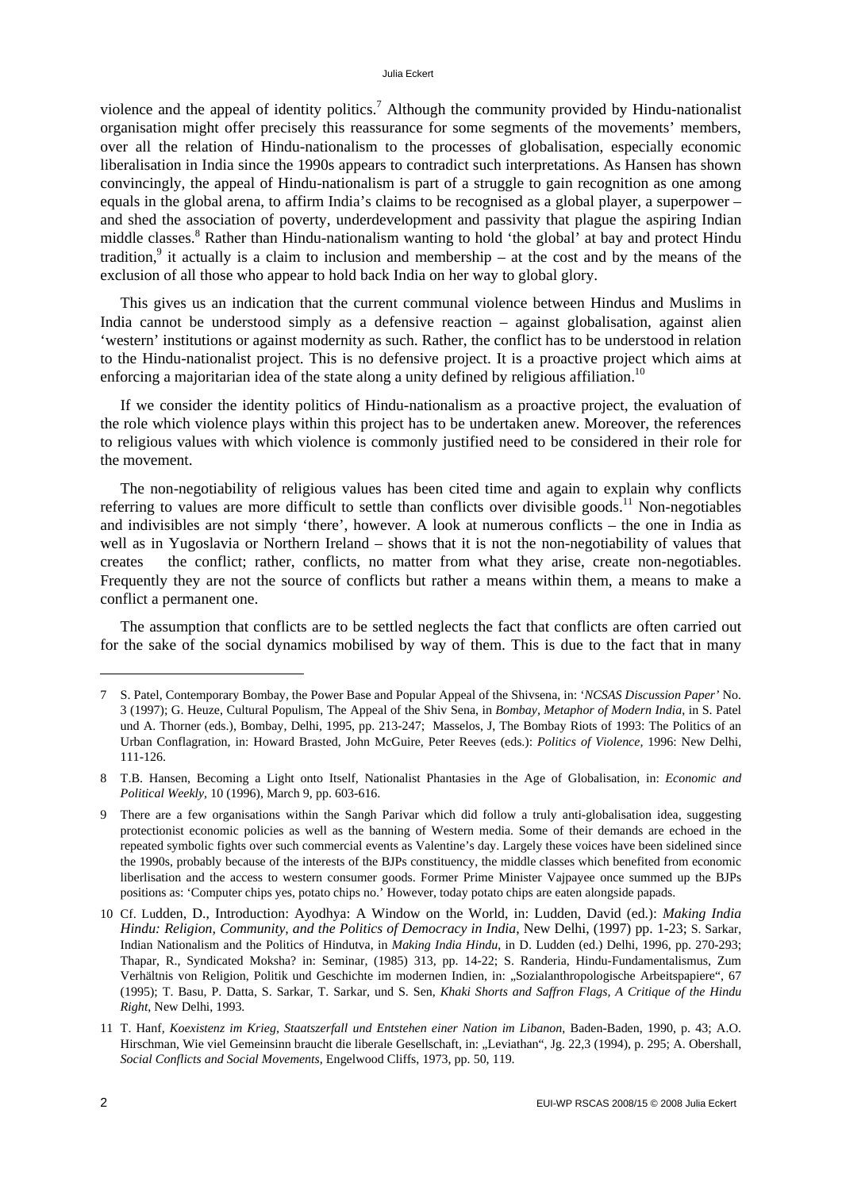violence and the appeal of identity politics.[7] Although the community provided by Hindu-nationalist organisation might offer precisely this reassurance for some segments of the movements' members, over all the relation of Hindu-nationalism to the processes of globalisation, especially economic liberalisation in India since the 1990s appears to contradict such interpretations. As Hansen has shown convincingly, the appeal of Hindu-nationalism is part of a struggle to gain recognition as one among equals in the global arena, to affirm India's claims to be recognised as a global player, a superpower – and shed the association of poverty, underdevelopment and passivity that plague the aspiring Indian middle classes.[8] Rather than Hindu-nationalism wanting to hold 'the global' at bay and protect Hindu tradition,[9] it actually is a claim to inclusion and membership – at the cost and by the means of the exclusion of all those who appear to hold back India on her way to global glory.

This gives us an indication that the current communal violence between Hindus and Muslims in India cannot be understood simply as a defensive reaction – against globalisation, against alien 'western' institutions or against modernity as such. Rather, the conflict has to be understood in relation to the Hindu-nationalist project. This is no defensive project. It is a proactive project which aims at enforcing a majoritarian idea of the state along a unity defined by religious affiliation.[10]

If we consider the identity politics of Hindu-nationalism as a proactive project, the evaluation of the role which violence plays within this project has to be undertaken anew. Moreover, the references to religious values with which violence is commonly justified need to be considered in their role for the movement.

The non-negotiability of religious values has been cited time and again to explain why conflicts referring to values are more difficult to settle than conflicts over divisible goods.[11] Non-negotiables and indivisibles are not simply 'there', however. A look at numerous conflicts – the one in India as well as in Yugoslavia or Northern Ireland – shows that it is not the non-negotiability of values that creates the conflict; rather, conflicts, no matter from what they arise, create non-negotiables. Frequently they are not the source of conflicts but rather a means within them, a means to make a conflict a permanent one.

The assumption that conflicts are to be settled neglects the fact that conflicts are often carried out for the sake of the social dynamics mobilised by way of them. This is due to the fact that in many

---

7 S. Patel, Contemporary Bombay, the Power Base and Popular Appeal of the Shivsena, in: '*NCSAS Discussion Paper'* No. 3 (1997); G. Heuze, Cultural Populism, The Appeal of the Shiv Sena, in *Bombay, Metaphor of Modern India*, in S. Patel und A. Thorner (eds.), Bombay, Delhi, 1995, pp. 213-247; Masselos, J, The Bombay Riots of 1993: The Politics of an Urban Conflagration, in: Howard Brasted, John McGuire, Peter Reeves (eds.): *Politics of Violence,* 1996: New Delhi, 111-126.

8 T.B. Hansen, Becoming a Light onto Itself, Nationalist Phantasies in the Age of Globalisation, in: *Economic and Political Weekly*, 10 (1996), March 9, pp. 603-616.

9 There are a few organisations within the Sangh Parivar which did follow a truly anti-globalisation idea, suggesting protectionist economic policies as well as the banning of Western media. Some of their demands are echoed in the repeated symbolic fights over such commercial events as Valentine's day. Largely these voices have been sidelined since the 1990s, probably because of the interests of the BJPs constituency, the middle classes which benefited from economic liberlisation and the access to western consumer goods. Former Prime Minister Vajpayee once summed up the BJPs positions as: 'Computer chips yes, potato chips no.' However, today potato chips are eaten alongside papads.

10 Cf. Ludden, D., Introduction: Ayodhya: A Window on the World, in: Ludden, David (ed.): *Making India Hindu: Religion, Community, and the Politics of Democracy in India*, New Delhi, (1997) pp. 1-23; S. Sarkar, Indian Nationalism and the Politics of Hindutva, in *Making India Hindu*, in D. Ludden (ed.) Delhi, 1996, pp. 270-293; Thapar, R., Syndicated Moksha? in: Seminar, (1985) 313, pp. 14-22; S. Randeria, Hindu-Fundamentalismus, Zum Verhältnis von Religion, Politik und Geschichte im modernen Indien, in: „Sozialanthropologische Arbeitspapiere", 67 (1995); T. Basu, P. Datta, S. Sarkar, T. Sarkar, und S. Sen, *Khaki Shorts and Saffron Flags, A Critique of the Hindu Right*, New Delhi, 1993.

11 T. Hanf, *Koexistenz im Krieg, Staatszerfall und Entstehen einer Nation im Libanon*, Baden-Baden, 1990, p. 43; A.O. Hirschman, Wie viel Gemeinsinn braucht die liberale Gesellschaft, in: „Leviathan", Jg. 22,3 (1994), p. 295; A. Obershall, *Social Conflicts and Social Movements*, Engelwood Cliffs, 1973, pp. 50, 119.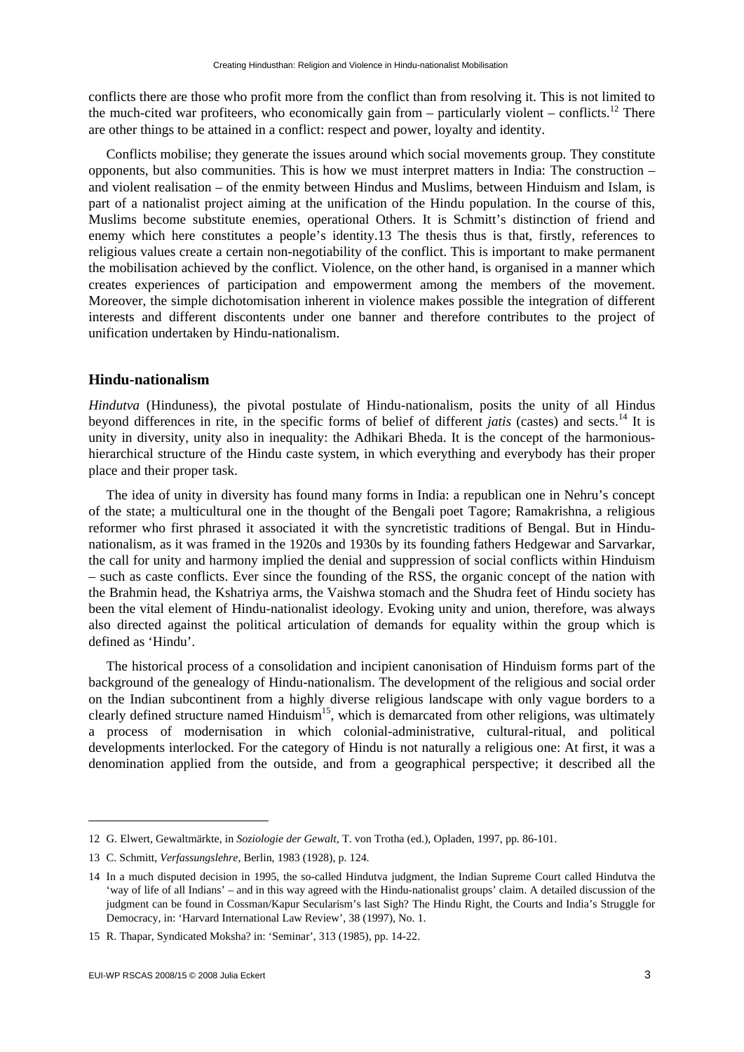conflicts there are those who profit more from the conflict than from resolving it. This is not limited to the much-cited war profiteers, who economically gain from – particularly violent – conflicts.[12] There are other things to be attained in a conflict: respect and power, loyalty and identity.

Conflicts mobilise; they generate the issues around which social movements group. They constitute opponents, but also communities. This is how we must interpret matters in India: The construction – and violent realisation – of the enmity between Hindus and Muslims, between Hinduism and Islam, is part of a nationalist project aiming at the unification of the Hindu population. In the course of this, Muslims become substitute enemies, operational Others. It is Schmitt's distinction of friend and enemy which here constitutes a people's identity.13 The thesis thus is that, firstly, references to religious values create a certain non-negotiability of the conflict. This is important to make permanent the mobilisation achieved by the conflict. Violence, on the other hand, is organised in a manner which creates experiences of participation and empowerment among the members of the movement. Moreover, the simple dichotomisation inherent in violence makes possible the integration of different interests and different discontents under one banner and therefore contributes to the project of unification undertaken by Hindu-nationalism.

## Hindu-nationalism

*Hindutva* (Hinduness), the pivotal postulate of Hindu-nationalism, posits the unity of all Hindus beyond differences in rite, in the specific forms of belief of different *jatis* (castes) and sects.[14] It is unity in diversity, unity also in inequality: the Adhikari Bheda. It is the concept of the harmonious-hierarchical structure of the Hindu caste system, in which everything and everybody has their proper place and their proper task.

The idea of unity in diversity has found many forms in India: a republican one in Nehru's concept of the state; a multicultural one in the thought of the Bengali poet Tagore; Ramakrishna, a religious reformer who first phrased it associated it with the syncretistic traditions of Bengal. But in Hindu-nationalism, as it was framed in the 1920s and 1930s by its founding fathers Hedgewar and Sarvarkar, the call for unity and harmony implied the denial and suppression of social conflicts within Hinduism – such as caste conflicts. Ever since the founding of the RSS, the organic concept of the nation with the Brahmin head, the Kshatriya arms, the Vaishwa stomach and the Shudra feet of Hindu society has been the vital element of Hindu-nationalist ideology. Evoking unity and union, therefore, was always also directed against the political articulation of demands for equality within the group which is defined as 'Hindu'.

The historical process of a consolidation and incipient canonisation of Hinduism forms part of the background of the genealogy of Hindu-nationalism. The development of the religious and social order on the Indian subcontinent from a highly diverse religious landscape with only vague borders to a clearly defined structure named Hinduism[15], which is demarcated from other religions, was ultimately a process of modernisation in which colonial-administrative, cultural-ritual, and political developments interlocked. For the category of Hindu is not naturally a religious one: At first, it was a denomination applied from the outside, and from a geographical perspective; it described all the

---

12 G. Elwert, Gewaltmärkte, in *Soziologie der Gewalt*, T. von Trotha (ed.), Opladen, 1997, pp. 86-101.

13 C. Schmitt, *Verfassungslehre*, Berlin, 1983 (1928), p. 124.

14 In a much disputed decision in 1995, the so-called Hindutva judgment, the Indian Supreme Court called Hindutva the 'way of life of all Indians' – and in this way agreed with the Hindu-nationalist groups' claim. A detailed discussion of the judgment can be found in Cossman/Kapur Secularism's last Sigh? The Hindu Right, the Courts and India's Struggle for Democracy, in: 'Harvard International Law Review', 38 (1997), No. 1.

15 R. Thapar, Syndicated Moksha? in: 'Seminar', 313 (1985), pp. 14-22.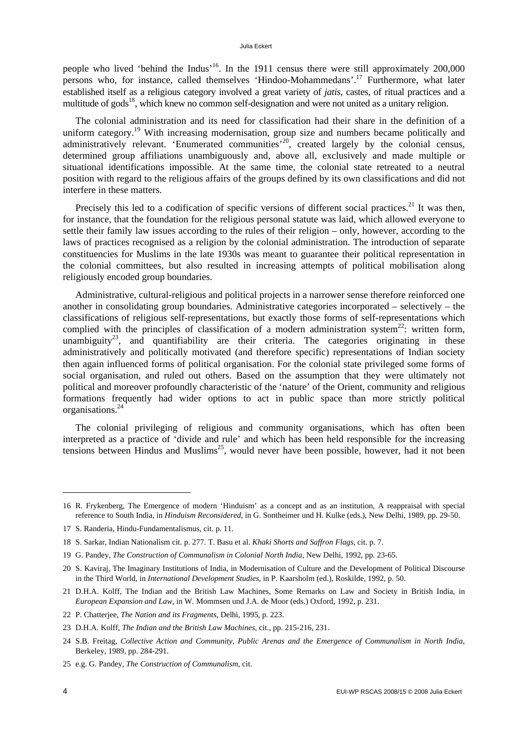people who lived 'behind the Indus'[16]. In the 1911 census there were still approximately 200,000 persons who, for instance, called themselves 'Hindoo-Mohammedans'.[17] Furthermore, what later established itself as a religious category involved a great variety of *jatis*, castes, of ritual practices and a multitude of gods[18], which knew no common self-designation and were not united as a unitary religion.

The colonial administration and its need for classification had their share in the definition of a uniform category.[19] With increasing modernisation, group size and numbers became politically and administratively relevant. 'Enumerated communities'[20], created largely by the colonial census, determined group affiliations unambiguously and, above all, exclusively and made multiple or situational identifications impossible. At the same time, the colonial state retreated to a neutral position with regard to the religious affairs of the groups defined by its own classifications and did not interfere in these matters.

Precisely this led to a codification of specific versions of different social practices.[21] It was then, for instance, that the foundation for the religious personal statute was laid, which allowed everyone to settle their family law issues according to the rules of their religion – only, however, according to the laws of practices recognised as a religion by the colonial administration. The introduction of separate constituencies for Muslims in the late 1930s was meant to guarantee their political representation in the colonial committees, but also resulted in increasing attempts of political mobilisation along religiously encoded group boundaries.

Administrative, cultural-religious and political projects in a narrower sense therefore reinforced one another in consolidating group boundaries. Administrative categories incorporated – selectively – the classifications of religious self-representations, but exactly those forms of self-representations which complied with the principles of classification of a modern administration system[22]: written form, unambiguity[23], and quantifiability are their criteria. The categories originating in these administratively and politically motivated (and therefore specific) representations of Indian society then again influenced forms of political organisation. For the colonial state privileged some forms of social organisation, and ruled out others. Based on the assumption that they were ultimately not political and moreover profoundly characteristic of the 'nature' of the Orient, community and religious formations frequently had wider options to act in public space than more strictly political organisations.[24]

The colonial privileging of religious and community organisations, which has often been interpreted as a practice of 'divide and rule' and which has been held responsible for the increasing tensions between Hindus and Muslims[25], would never have been possible, however, had it not been

---

16 R. Frykenberg, The Emergence of modern 'Hinduism' as a concept and as an institution, A reappraisal with special reference to South India, in *Hinduism Reconsidered*, in G. Sontheimer und H. Kulke (eds.), New Delhi, 1989, pp. 29-50.

17 S. Randeria, Hindu-Fundamentalismus, cit. p. 11.

18 S. Sarkar, Indian Nationalism cit. p. 277. T. Basu et al. *Khaki Shorts and Saffron Flags*, cit. p. 7.

19 G. Pandey, *The Construction of Communalism in Colonial North India*, New Delhi, 1992, pp. 23-65.

20 S. Kaviraj, The Imaginary Institutions of India, in Modernisation of Culture and the Development of Political Discourse in the Third World, in *International Development Studies*, in P. Kaarsholm (ed.), Roskilde, 1992, p. 50.

21 D.H.A. Kolff, The Indian and the British Law Machines, Some Remarks on Law and Society in British India, in *European Expansion and Law*, in W. Mommsen und J.A. de Moor (eds.) Oxford, 1992, p. 231.

22 P. Chatterjee, *The Nation and its Fragments*, Delhi, 1995, p. 223.

23 D.H.A. Kolff, *The Indian and the British Law Machines*, cit., pp. 215-216, 231.

24 S.B. Freitag, *Collective Action and Community, Public Arenas and the Emergence of Communalism in North India*, Berkeley, 1989, pp. 284-291.

25 e.g. G. Pandey, *The Construction of Communalism*, cit.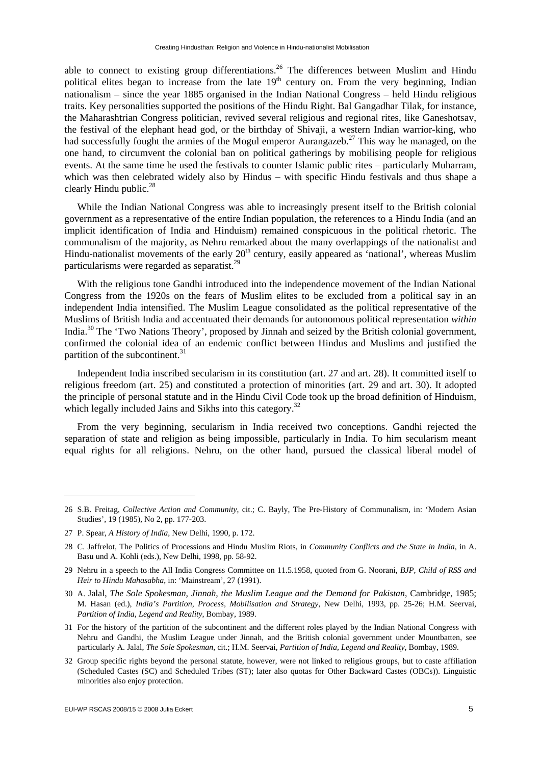able to connect to existing group differentiations.[26] The differences between Muslim and Hindu political elites began to increase from the late 19th century on. From the very beginning, Indian nationalism – since the year 1885 organised in the Indian National Congress – held Hindu religious traits. Key personalities supported the positions of the Hindu Right. Bal Gangadhar Tilak, for instance, the Maharashtrian Congress politician, revived several religious and regional rites, like Ganeshotsav, the festival of the elephant head god, or the birthday of Shivaji, a western Indian warrior-king, who had successfully fought the armies of the Mogul emperor Aurangazeb.[27] This way he managed, on the one hand, to circumvent the colonial ban on political gatherings by mobilising people for religious events. At the same time he used the festivals to counter Islamic public rites – particularly Muharram, which was then celebrated widely also by Hindus – with specific Hindu festivals and thus shape a clearly Hindu public.[28]

While the Indian National Congress was able to increasingly present itself to the British colonial government as a representative of the entire Indian population, the references to a Hindu India (and an implicit identification of India and Hinduism) remained conspicuous in the political rhetoric. The communalism of the majority, as Nehru remarked about the many overlappings of the nationalist and Hindu-nationalist movements of the early 20th century, easily appeared as 'national', whereas Muslim particularisms were regarded as separatist.[29]

With the religious tone Gandhi introduced into the independence movement of the Indian National Congress from the 1920s on the fears of Muslim elites to be excluded from a political say in an independent India intensified. The Muslim League consolidated as the political representative of the Muslims of British India and accentuated their demands for autonomous political representation *within* India.[30] The 'Two Nations Theory', proposed by Jinnah and seized by the British colonial government, confirmed the colonial idea of an endemic conflict between Hindus and Muslims and justified the partition of the subcontinent.[31]

Independent India inscribed secularism in its constitution (art. 27 and art. 28). It committed itself to religious freedom (art. 25) and constituted a protection of minorities (art. 29 and art. 30). It adopted the principle of personal statute and in the Hindu Civil Code took up the broad definition of Hinduism, which legally included Jains and Sikhs into this category.[32]

From the very beginning, secularism in India received two conceptions. Gandhi rejected the separation of state and religion as being impossible, particularly in India. To him secularism meant equal rights for all religions. Nehru, on the other hand, pursued the classical liberal model of

---

26 S.B. Freitag, *Collective Action and Community*, cit.; C. Bayly, The Pre-History of Communalism, in: 'Modern Asian Studies', 19 (1985), No 2, pp. 177-203.

27 P. Spear, *A History of India*, New Delhi, 1990, p. 172.

28 C. Jaffrelot, The Politics of Processions and Hindu Muslim Riots, in *Community Conflicts and the State in India*, in A. Basu und A. Kohli (eds.), New Delhi, 1998, pp. 58-92.

29 Nehru in a speech to the All India Congress Committee on 11.5.1958, quoted from G. Noorani, *BJP, Child of RSS and Heir to Hindu Mahasabha*, in: 'Mainstream', 27 (1991).

30 A. Jalal, *The Sole Spokesman, Jinnah, the Muslim League and the Demand for Pakistan*, Cambridge, 1985; M. Hasan (ed.), *India's Partition, Process, Mobilisation and Strategy*, New Delhi, 1993, pp. 25-26; H.M. Seervai, *Partition of India, Legend and Reality*, Bombay, 1989.

31 For the history of the partition of the subcontinent and the different roles played by the Indian National Congress with Nehru and Gandhi, the Muslim League under Jinnah, and the British colonial government under Mountbatten, see particularly A. Jalal, *The Sole Spokesman*, cit.; H.M. Seervai, *Partition of India, Legend and Reality*, Bombay, 1989.

32 Group specific rights beyond the personal statute, however, were not linked to religious groups, but to caste affiliation (Scheduled Castes (SC) and Scheduled Tribes (ST); later also quotas for Other Backward Castes (OBCs)). Linguistic minorities also enjoy protection.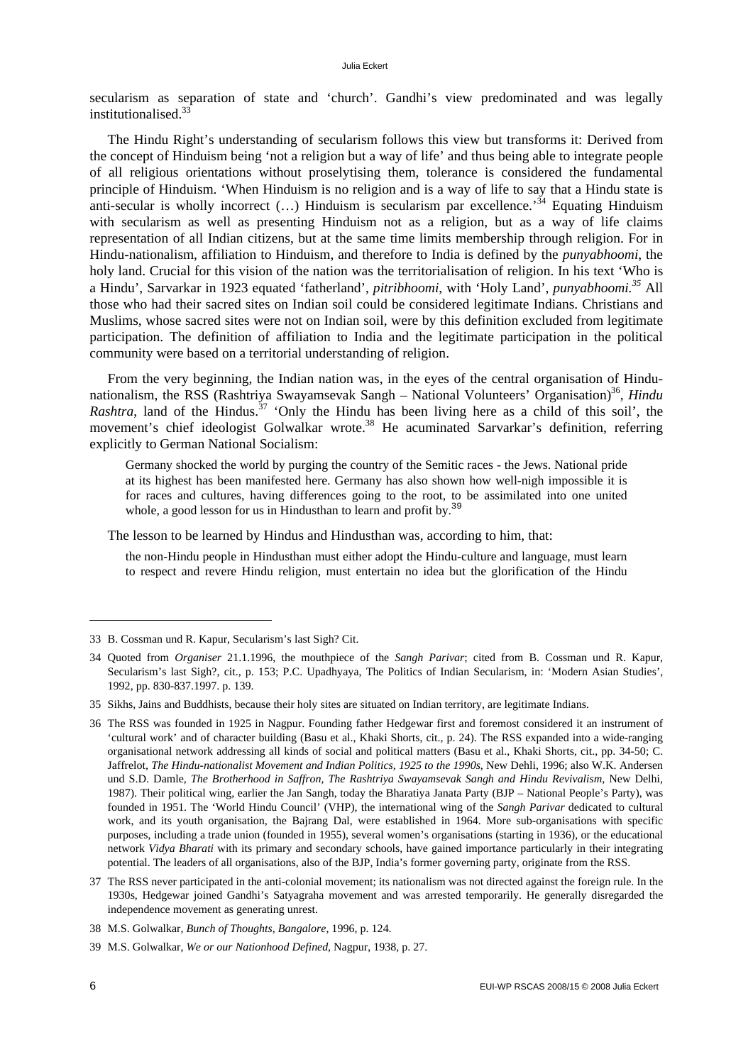secularism as separation of state and 'church'. Gandhi's view predominated and was legally institutionalised.[33]

The Hindu Right's understanding of secularism follows this view but transforms it: Derived from the concept of Hinduism being 'not a religion but a way of life' and thus being able to integrate people of all religious orientations without proselytising them, tolerance is considered the fundamental principle of Hinduism. 'When Hinduism is no religion and is a way of life to say that a Hindu state is anti-secular is wholly incorrect (…) Hinduism is secularism par excellence.'[34] Equating Hinduism with secularism as well as presenting Hinduism not as a religion, but as a way of life claims representation of all Indian citizens, but at the same time limits membership through religion. For in Hindu-nationalism, affiliation to Hinduism, and therefore to India is defined by the *punyabhoomi*, the holy land. Crucial for this vision of the nation was the territorialisation of religion. In his text 'Who is a Hindu', Sarvarkar in 1923 equated 'fatherland', *pitribhoomi*, with 'Holy Land', *punyabhoomi*.[35] All those who had their sacred sites on Indian soil could be considered legitimate Indians. Christians and Muslims, whose sacred sites were not on Indian soil, were by this definition excluded from legitimate participation. The definition of affiliation to India and the legitimate participation in the political community were based on a territorial understanding of religion.

From the very beginning, the Indian nation was, in the eyes of the central organisation of Hindu-nationalism, the RSS (Rashtriya Swayamsevak Sangh – National Volunteers' Organisation)[36], *Hindu Rashtra*, land of the Hindus.[37] 'Only the Hindu has been living here as a child of this soil', the movement's chief ideologist Golwalkar wrote.[38] He acuminated Sarvarkar's definition, referring explicitly to German National Socialism:

> Germany shocked the world by purging the country of the Semitic races - the Jews. National pride at its highest has been manifested here. Germany has also shown how well-nigh impossible it is for races and cultures, having differences going to the root, to be assimilated into one united whole, a good lesson for us in Hindusthan to learn and profit by.[39]

The lesson to be learned by Hindus and Hindusthan was, according to him, that:

> the non-Hindu people in Hindusthan must either adopt the Hindu-culture and language, must learn to respect and revere Hindu religion, must entertain no idea but the glorification of the Hindu

---

33 B. Cossman und R. Kapur, Secularism's last Sigh? Cit.

34 Quoted from *Organiser* 21.1.1996, the mouthpiece of the *Sangh Parivar*; cited from B. Cossman und R. Kapur, Secularism's last Sigh?, cit., p. 153; P.C. Upadhyaya, The Politics of Indian Secularism, in: 'Modern Asian Studies', 1992, pp. 830-837.1997. p. 139.

35 Sikhs, Jains and Buddhists, because their holy sites are situated on Indian territory, are legitimate Indians.

36 The RSS was founded in 1925 in Nagpur. Founding father Hedgewar first and foremost considered it an instrument of 'cultural work' and of character building (Basu et al., Khaki Shorts, cit., p. 24). The RSS expanded into a wide-ranging organisational network addressing all kinds of social and political matters (Basu et al., Khaki Shorts, cit., pp. 34-50; C. Jaffrelot, *The Hindu-nationalist Movement and Indian Politics, 1925 to the 1990s*, New Dehli, 1996; also W.K. Andersen und S.D. Damle, *The Brotherhood in Saffron, The Rashtriya Swayamsevak Sangh and Hindu Revivalism*, New Delhi, 1987). Their political wing, earlier the Jan Sangh, today the Bharatiya Janata Party (BJP – National People's Party), was founded in 1951. The 'World Hindu Council' (VHP), the international wing of the *Sangh Parivar* dedicated to cultural work, and its youth organisation, the Bajrang Dal, were established in 1964. More sub-organisations with specific purposes, including a trade union (founded in 1955), several women's organisations (starting in 1936), or the educational network *Vidya Bharati* with its primary and secondary schools, have gained importance particularly in their integrating potential. The leaders of all organisations, also of the BJP, India's former governing party, originate from the RSS.

37 The RSS never participated in the anti-colonial movement; its nationalism was not directed against the foreign rule. In the 1930s, Hedgewar joined Gandhi's Satyagraha movement and was arrested temporarily. He generally disregarded the independence movement as generating unrest.

38 M.S. Golwalkar, *Bunch of Thoughts, Bangalore*, 1996, p. 124.

39 M.S. Golwalkar, *We or our Nationhood Defined*, Nagpur, 1938, p. 27.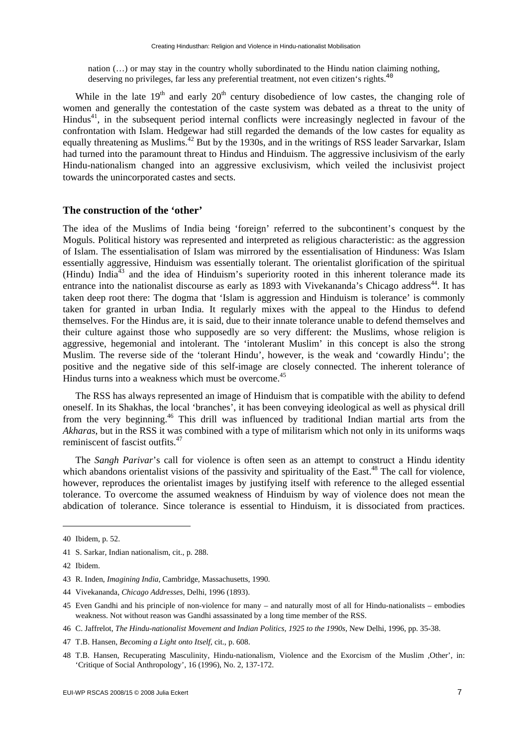nation (…) or may stay in the country wholly subordinated to the Hindu nation claiming nothing, deserving no privileges, far less any preferential treatment, not even citizen's rights.[40]

While in the late 19th and early 20th century disobedience of low castes, the changing role of women and generally the contestation of the caste system was debated as a threat to the unity of Hindus[41], in the subsequent period internal conflicts were increasingly neglected in favour of the confrontation with Islam. Hedgewar had still regarded the demands of the low castes for equality as equally threatening as Muslims.[42] But by the 1930s, and in the writings of RSS leader Sarvarkar, Islam had turned into the paramount threat to Hindus and Hinduism. The aggressive inclusivism of the early Hindu-nationalism changed into an aggressive exclusivism, which veiled the inclusivist project towards the unincorporated castes and sects.

## The construction of the 'other'

The idea of the Muslims of India being 'foreign' referred to the subcontinent's conquest by the Moguls. Political history was represented and interpreted as religious characteristic: as the aggression of Islam. The essentialisation of Islam was mirrored by the essentialisation of Hinduness: Was Islam essentially aggressive, Hinduism was essentially tolerant. The orientalist glorification of the spiritual (Hindu) India[43] and the idea of Hinduism's superiority rooted in this inherent tolerance made its entrance into the nationalist discourse as early as 1893 with Vivekananda's Chicago address[44]. It has taken deep root there: The dogma that 'Islam is aggression and Hinduism is tolerance' is commonly taken for granted in urban India. It regularly mixes with the appeal to the Hindus to defend themselves. For the Hindus are, it is said, due to their innate tolerance unable to defend themselves and their culture against those who supposedly are so very different: the Muslims, whose religion is aggressive, hegemonial and intolerant. The 'intolerant Muslim' in this concept is also the strong Muslim. The reverse side of the 'tolerant Hindu', however, is the weak and 'cowardly Hindu'; the positive and the negative side of this self-image are closely connected. The inherent tolerance of Hindus turns into a weakness which must be overcome.[45]

The RSS has always represented an image of Hinduism that is compatible with the ability to defend oneself. In its Shakhas, the local 'branches', it has been conveying ideological as well as physical drill from the very beginning.[46] This drill was influenced by traditional Indian martial arts from the *Akharas*, but in the RSS it was combined with a type of militarism which not only in its uniforms waqs reminiscent of fascist outfits.[47]

The *Sangh Parivar*'s call for violence is often seen as an attempt to construct a Hindu identity which abandons orientalist visions of the passivity and spirituality of the East.[48] The call for violence, however, reproduces the orientalist images by justifying itself with reference to the alleged essential tolerance. To overcome the assumed weakness of Hinduism by way of violence does not mean the abdication of tolerance. Since tolerance is essential to Hinduism, it is dissociated from practices.

---

40 Ibidem, p. 52.

41 S. Sarkar, Indian nationalism, cit., p. 288.

42 Ibidem.

43 R. Inden, *Imagining India*, Cambridge, Massachusetts, 1990.

44 Vivekananda, *Chicago Addresses*, Delhi, 1996 (1893).

45 Even Gandhi and his principle of non-violence for many – and naturally most of all for Hindu-nationalists – embodies weakness. Not without reason was Gandhi assassinated by a long time member of the RSS.

46 C. Jaffrelot, *The Hindu-nationalist Movement and Indian Politics, 1925 to the 1990s*, New Delhi, 1996, pp. 35-38.

47 T.B. Hansen, *Becoming a Light onto Itself*, cit., p. 608.

48 T.B. Hansen, Recuperating Masculinity, Hindu-nationalism, Violence and the Exorcism of the Muslim ,Other', in: 'Critique of Social Anthropology', 16 (1996), No. 2, 137-172.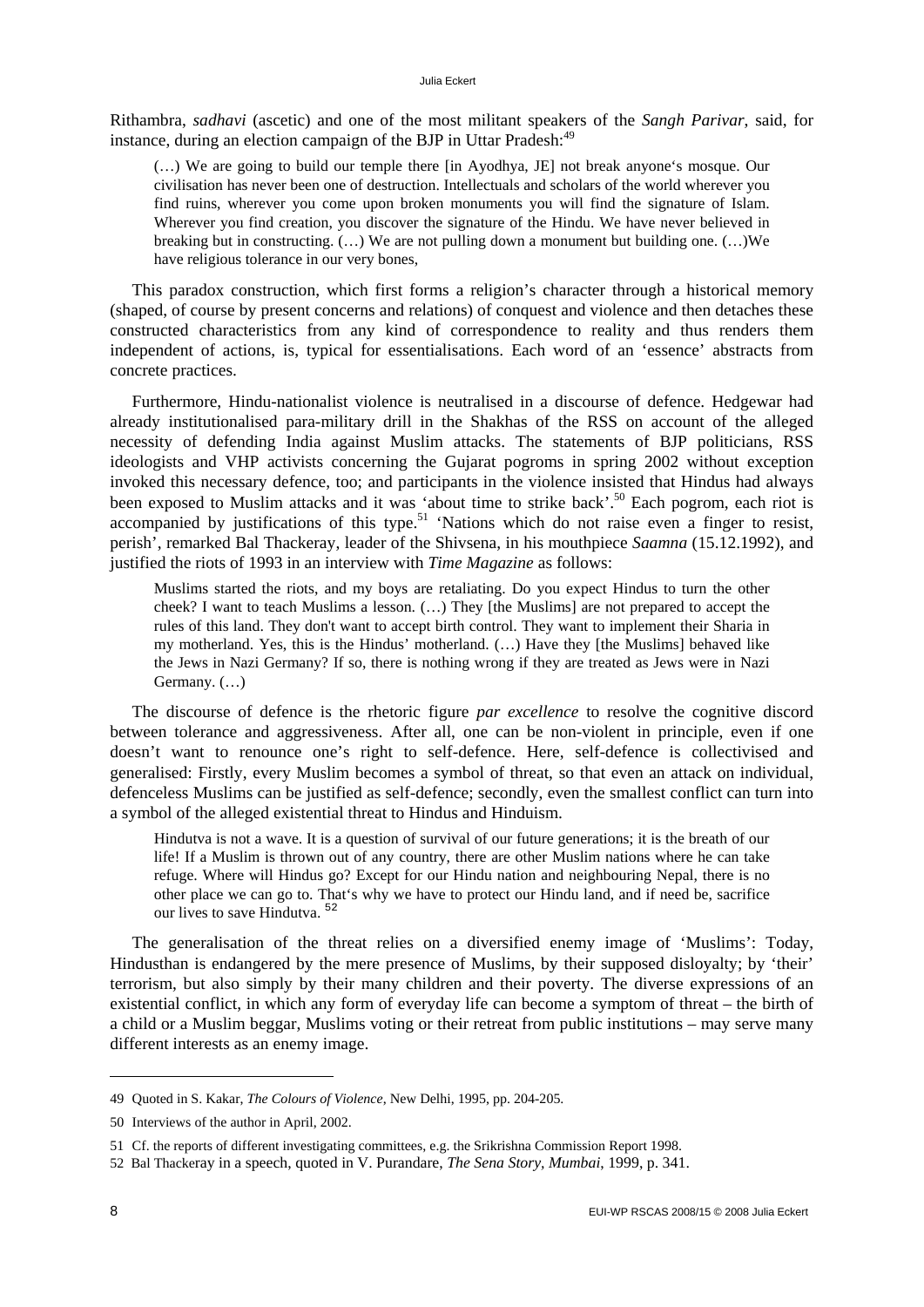Rithambra, *sadhavi* (ascetic) and one of the most militant speakers of the *Sangh Parivar*, said, for instance, during an election campaign of the BJP in Uttar Pradesh:[49]

> (…) We are going to build our temple there [in Ayodhya, JE] not break anyone's mosque. Our civilisation has never been one of destruction. Intellectuals and scholars of the world wherever you find ruins, wherever you come upon broken monuments you will find the signature of Islam. Wherever you find creation, you discover the signature of the Hindu. We have never believed in breaking but in constructing. (…) We are not pulling down a monument but building one. (…)We have religious tolerance in our very bones,

This paradox construction, which first forms a religion's character through a historical memory (shaped, of course by present concerns and relations) of conquest and violence and then detaches these constructed characteristics from any kind of correspondence to reality and thus renders them independent of actions, is, typical for essentialisations. Each word of an 'essence' abstracts from concrete practices.

Furthermore, Hindu-nationalist violence is neutralised in a discourse of defence. Hedgewar had already institutionalised para-military drill in the Shakhas of the RSS on account of the alleged necessity of defending India against Muslim attacks. The statements of BJP politicians, RSS ideologists and VHP activists concerning the Gujarat pogroms in spring 2002 without exception invoked this necessary defence, too; and participants in the violence insisted that Hindus had always been exposed to Muslim attacks and it was 'about time to strike back'.[50] Each pogrom, each riot is accompanied by justifications of this type.[51] 'Nations which do not raise even a finger to resist, perish', remarked Bal Thackeray, leader of the Shivsena, in his mouthpiece *Saamna* (15.12.1992), and justified the riots of 1993 in an interview with *Time Magazine* as follows:

> Muslims started the riots, and my boys are retaliating. Do you expect Hindus to turn the other cheek? I want to teach Muslims a lesson. (…) They [the Muslims] are not prepared to accept the rules of this land. They don't want to accept birth control. They want to implement their Sharia in my motherland. Yes, this is the Hindus' motherland. (…) Have they [the Muslims] behaved like the Jews in Nazi Germany? If so, there is nothing wrong if they are treated as Jews were in Nazi Germany. (…)

The discourse of defence is the rhetoric figure *par excellence* to resolve the cognitive discord between tolerance and aggressiveness. After all, one can be non-violent in principle, even if one doesn't want to renounce one's right to self-defence. Here, self-defence is collectivised and generalised: Firstly, every Muslim becomes a symbol of threat, so that even an attack on individual, defenceless Muslims can be justified as self-defence; secondly, even the smallest conflict can turn into a symbol of the alleged existential threat to Hindus and Hinduism.

> Hindutva is not a wave. It is a question of survival of our future generations; it is the breath of our life! If a Muslim is thrown out of any country, there are other Muslim nations where he can take refuge. Where will Hindus go? Except for our Hindu nation and neighbouring Nepal, there is no other place we can go to. That's why we have to protect our Hindu land, and if need be, sacrifice our lives to save Hindutva. [52]

The generalisation of the threat relies on a diversified enemy image of 'Muslims': Today, Hindusthan is endangered by the mere presence of Muslims, by their supposed disloyalty; by 'their' terrorism, but also simply by their many children and their poverty. The diverse expressions of an existential conflict, in which any form of everyday life can become a symptom of threat – the birth of a child or a Muslim beggar, Muslims voting or their retreat from public institutions – may serve many different interests as an enemy image.

---

49 Quoted in S. Kakar, *The Colours of Violence*, New Delhi, 1995, pp. 204-205.

50 Interviews of the author in April, 2002.

51 Cf. the reports of different investigating committees, e.g. the Srikrishna Commission Report 1998.

52 Bal Thackeray in a speech, quoted in V. Purandare, *The Sena Story*, *Mumbai*, 1999, p. 341.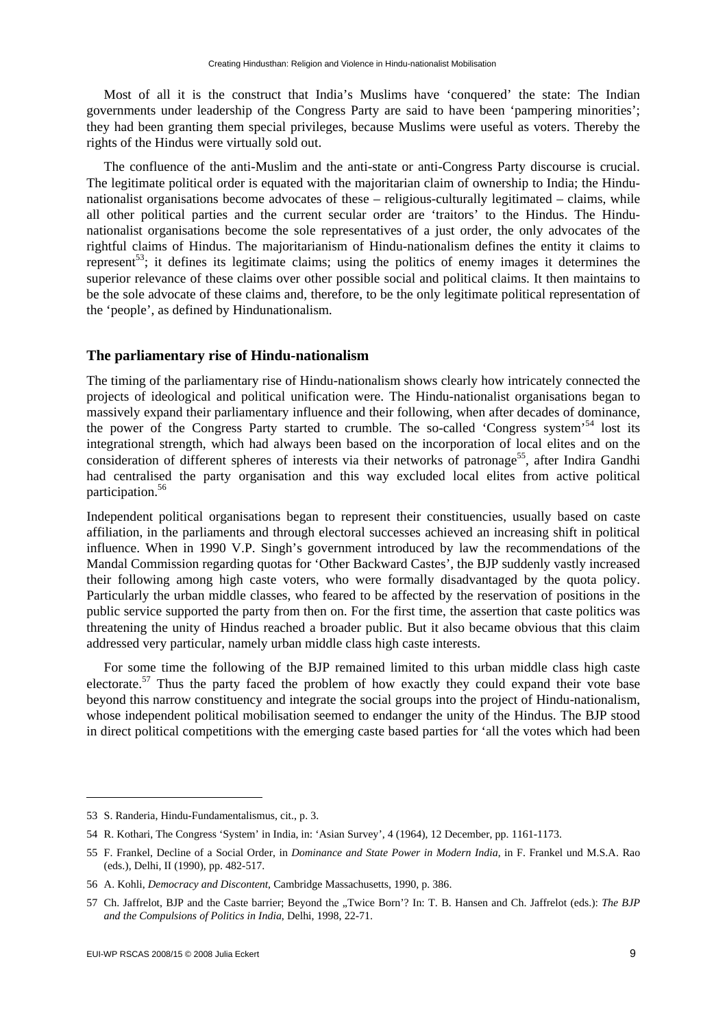Most of all it is the construct that India's Muslims have 'conquered' the state: The Indian governments under leadership of the Congress Party are said to have been 'pampering minorities'; they had been granting them special privileges, because Muslims were useful as voters. Thereby the rights of the Hindus were virtually sold out.

The confluence of the anti-Muslim and the anti-state or anti-Congress Party discourse is crucial. The legitimate political order is equated with the majoritarian claim of ownership to India; the Hindu-nationalist organisations become advocates of these – religious-culturally legitimated – claims, while all other political parties and the current secular order are 'traitors' to the Hindus. The Hindu-nationalist organisations become the sole representatives of a just order, the only advocates of the rightful claims of Hindus. The majoritarianism of Hindu-nationalism defines the entity it claims to represent[53]; it defines its legitimate claims; using the politics of enemy images it determines the superior relevance of these claims over other possible social and political claims. It then maintains to be the sole advocate of these claims and, therefore, to be the only legitimate political representation of the 'people', as defined by Hindunationalism.

## The parliamentary rise of Hindu-nationalism

The timing of the parliamentary rise of Hindu-nationalism shows clearly how intricately connected the projects of ideological and political unification were. The Hindu-nationalist organisations began to massively expand their parliamentary influence and their following, when after decades of dominance, the power of the Congress Party started to crumble. The so-called 'Congress system'[54] lost its integrational strength, which had always been based on the incorporation of local elites and on the consideration of different spheres of interests via their networks of patronage[55], after Indira Gandhi had centralised the party organisation and this way excluded local elites from active political participation.[56]

Independent political organisations began to represent their constituencies, usually based on caste affiliation, in the parliaments and through electoral successes achieved an increasing shift in political influence. When in 1990 V.P. Singh's government introduced by law the recommendations of the Mandal Commission regarding quotas for 'Other Backward Castes', the BJP suddenly vastly increased their following among high caste voters, who were formally disadvantaged by the quota policy. Particularly the urban middle classes, who feared to be affected by the reservation of positions in the public service supported the party from then on. For the first time, the assertion that caste politics was threatening the unity of Hindus reached a broader public. But it also became obvious that this claim addressed very particular, namely urban middle class high caste interests.

For some time the following of the BJP remained limited to this urban middle class high caste electorate.[57] Thus the party faced the problem of how exactly they could expand their vote base beyond this narrow constituency and integrate the social groups into the project of Hindu-nationalism, whose independent political mobilisation seemed to endanger the unity of the Hindus. The BJP stood in direct political competitions with the emerging caste based parties for 'all the votes which had been

---

53 S. Randeria, Hindu-Fundamentalismus, cit., p. 3.

54 R. Kothari, The Congress 'System' in India, in: 'Asian Survey', 4 (1964), 12 December, pp. 1161-1173.

55 F. Frankel, Decline of a Social Order, in *Dominance and State Power in Modern India*, in F. Frankel und M.S.A. Rao (eds.), Delhi, II (1990), pp. 482-517.

56 A. Kohli, *Democracy and Discontent*, Cambridge Massachusetts, 1990, p. 386.

57 Ch. Jaffrelot, BJP and the Caste barrier; Beyond the „Twice Born'? In: T. B. Hansen and Ch. Jaffrelot (eds.): *The BJP and the Compulsions of Politics in India*, Delhi, 1998, 22-71.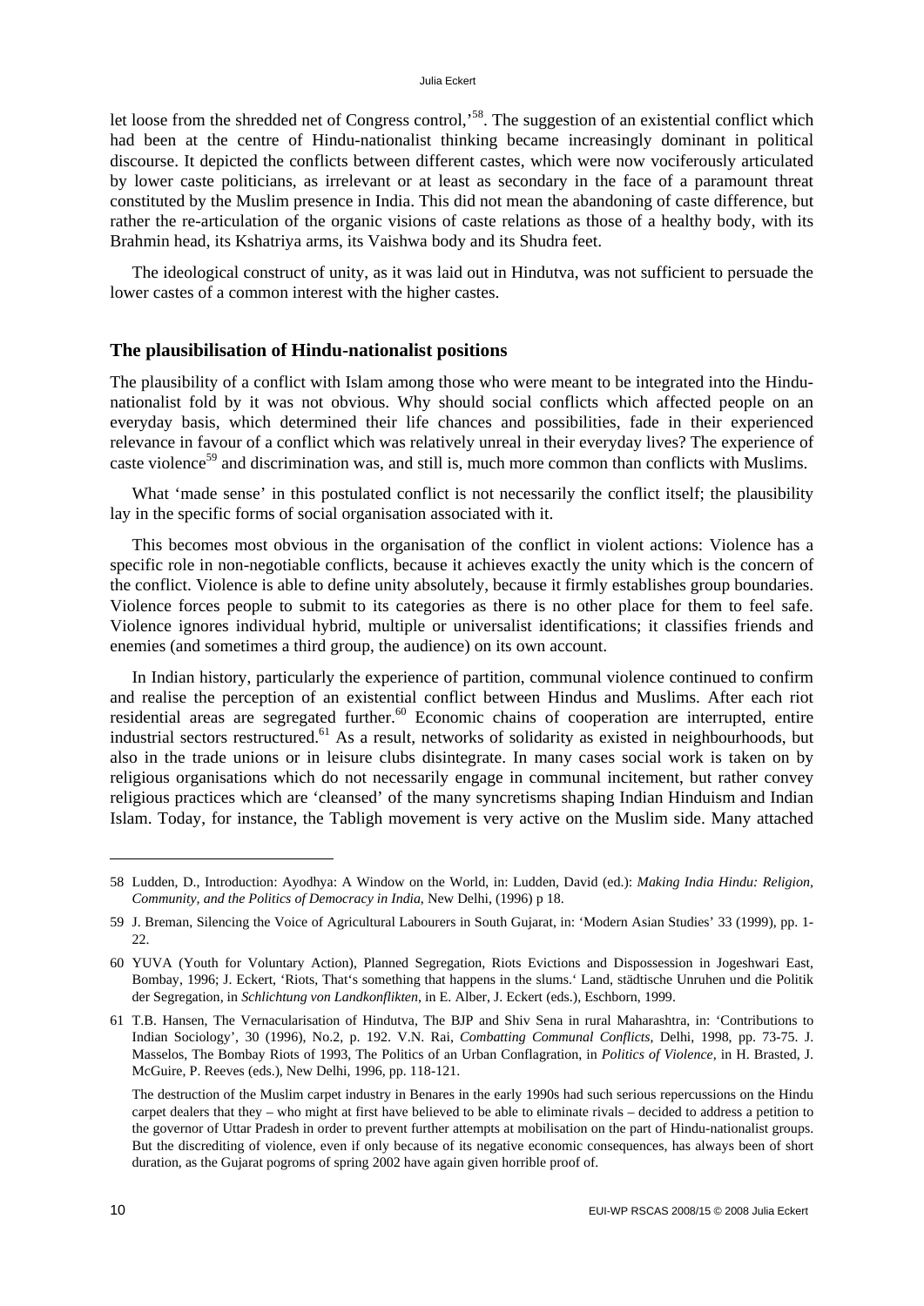let loose from the shredded net of Congress control,'[58]. The suggestion of an existential conflict which had been at the centre of Hindu-nationalist thinking became increasingly dominant in political discourse. It depicted the conflicts between different castes, which were now vociferously articulated by lower caste politicians, as irrelevant or at least as secondary in the face of a paramount threat constituted by the Muslim presence in India. This did not mean the abandoning of caste difference, but rather the re-articulation of the organic visions of caste relations as those of a healthy body, with its Brahmin head, its Kshatriya arms, its Vaishwa body and its Shudra feet.

The ideological construct of unity, as it was laid out in Hindutva, was not sufficient to persuade the lower castes of a common interest with the higher castes.

## The plausibilisation of Hindu-nationalist positions

The plausibility of a conflict with Islam among those who were meant to be integrated into the Hindu-nationalist fold by it was not obvious. Why should social conflicts which affected people on an everyday basis, which determined their life chances and possibilities, fade in their experienced relevance in favour of a conflict which was relatively unreal in their everyday lives? The experience of caste violence[59] and discrimination was, and still is, much more common than conflicts with Muslims.

What 'made sense' in this postulated conflict is not necessarily the conflict itself; the plausibility lay in the specific forms of social organisation associated with it.

This becomes most obvious in the organisation of the conflict in violent actions: Violence has a specific role in non-negotiable conflicts, because it achieves exactly the unity which is the concern of the conflict. Violence is able to define unity absolutely, because it firmly establishes group boundaries. Violence forces people to submit to its categories as there is no other place for them to feel safe. Violence ignores individual hybrid, multiple or universalist identifications; it classifies friends and enemies (and sometimes a third group, the audience) on its own account.

In Indian history, particularly the experience of partition, communal violence continued to confirm and realise the perception of an existential conflict between Hindus and Muslims. After each riot residential areas are segregated further.[60] Economic chains of cooperation are interrupted, entire industrial sectors restructured.[61] As a result, networks of solidarity as existed in neighbourhoods, but also in the trade unions or in leisure clubs disintegrate. In many cases social work is taken on by religious organisations which do not necessarily engage in communal incitement, but rather convey religious practices which are 'cleansed' of the many syncretisms shaping Indian Hinduism and Indian Islam. Today, for instance, the Tabligh movement is very active on the Muslim side. Many attached

---

58 Ludden, D., Introduction: Ayodhya: A Window on the World, in: Ludden, David (ed.): *Making India Hindu: Religion, Community, and the Politics of Democracy in India*, New Delhi, (1996) p 18.

59 J. Breman, Silencing the Voice of Agricultural Labourers in South Gujarat, in: 'Modern Asian Studies' 33 (1999), pp. 1-22.

60 YUVA (Youth for Voluntary Action), Planned Segregation, Riots Evictions and Dispossession in Jogeshwari East, Bombay, 1996; J. Eckert, 'Riots, That's something that happens in the slums.' Land, städtische Unruhen und die Politik der Segregation, in *Schlichtung von Landkonflikten*, in E. Alber, J. Eckert (eds.), Eschborn, 1999.

61 T.B. Hansen, The Vernacularisation of Hindutva, The BJP and Shiv Sena in rural Maharashtra, in: 'Contributions to Indian Sociology', 30 (1996), No.2, p. 192. V.N. Rai, *Combatting Communal Conflicts*, Delhi, 1998, pp. 73-75. J. Masselos, The Bombay Riots of 1993, The Politics of an Urban Conflagration, in *Politics of Violence*, in H. Brasted, J. McGuire, P. Reeves (eds.), New Delhi, 1996, pp. 118-121.

The destruction of the Muslim carpet industry in Benares in the early 1990s had such serious repercussions on the Hindu carpet dealers that they – who might at first have believed to be able to eliminate rivals – decided to address a petition to the governor of Uttar Pradesh in order to prevent further attempts at mobilisation on the part of Hindu-nationalist groups. But the discrediting of violence, even if only because of its negative economic consequences, has always been of short duration, as the Gujarat pogroms of spring 2002 have again given horrible proof of.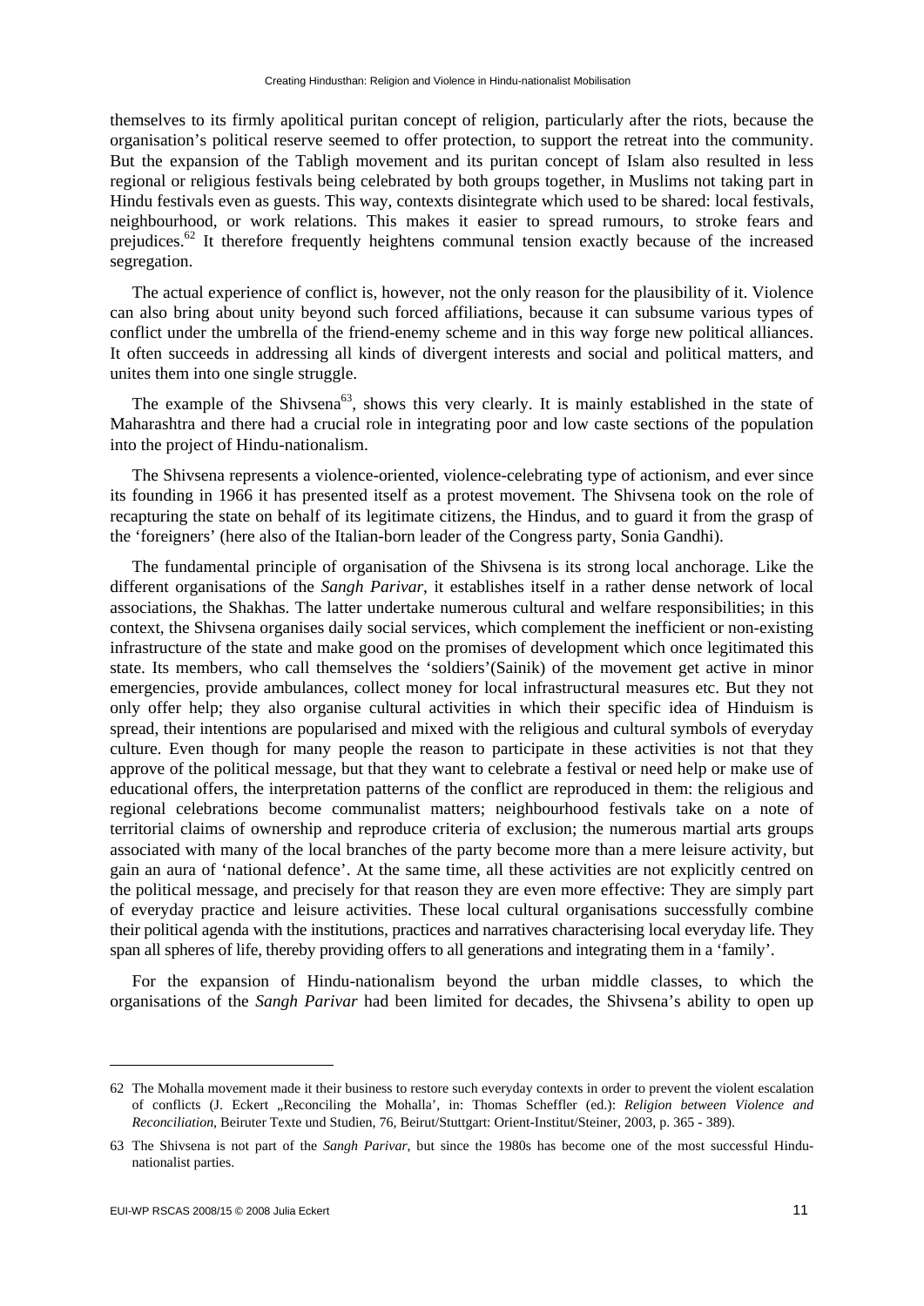themselves to its firmly apolitical puritan concept of religion, particularly after the riots, because the organisation's political reserve seemed to offer protection, to support the retreat into the community. But the expansion of the Tabligh movement and its puritan concept of Islam also resulted in less regional or religious festivals being celebrated by both groups together, in Muslims not taking part in Hindu festivals even as guests. This way, contexts disintegrate which used to be shared: local festivals, neighbourhood, or work relations. This makes it easier to spread rumours, to stroke fears and prejudices.[62] It therefore frequently heightens communal tension exactly because of the increased segregation.

The actual experience of conflict is, however, not the only reason for the plausibility of it. Violence can also bring about unity beyond such forced affiliations, because it can subsume various types of conflict under the umbrella of the friend-enemy scheme and in this way forge new political alliances. It often succeeds in addressing all kinds of divergent interests and social and political matters, and unites them into one single struggle.

The example of the Shivsena[63], shows this very clearly. It is mainly established in the state of Maharashtra and there had a crucial role in integrating poor and low caste sections of the population into the project of Hindu-nationalism.

The Shivsena represents a violence-oriented, violence-celebrating type of actionism, and ever since its founding in 1966 it has presented itself as a protest movement. The Shivsena took on the role of recapturing the state on behalf of its legitimate citizens, the Hindus, and to guard it from the grasp of the 'foreigners' (here also of the Italian-born leader of the Congress party, Sonia Gandhi).

The fundamental principle of organisation of the Shivsena is its strong local anchorage. Like the different organisations of the *Sangh Parivar*, it establishes itself in a rather dense network of local associations, the Shakhas. The latter undertake numerous cultural and welfare responsibilities; in this context, the Shivsena organises daily social services, which complement the inefficient or non-existing infrastructure of the state and make good on the promises of development which once legitimated this state. Its members, who call themselves the 'soldiers'(Sainik) of the movement get active in minor emergencies, provide ambulances, collect money for local infrastructural measures etc. But they not only offer help; they also organise cultural activities in which their specific idea of Hinduism is spread, their intentions are popularised and mixed with the religious and cultural symbols of everyday culture. Even though for many people the reason to participate in these activities is not that they approve of the political message, but that they want to celebrate a festival or need help or make use of educational offers, the interpretation patterns of the conflict are reproduced in them: the religious and regional celebrations become communalist matters; neighbourhood festivals take on a note of territorial claims of ownership and reproduce criteria of exclusion; the numerous martial arts groups associated with many of the local branches of the party become more than a mere leisure activity, but gain an aura of 'national defence'. At the same time, all these activities are not explicitly centred on the political message, and precisely for that reason they are even more effective: They are simply part of everyday practice and leisure activities. These local cultural organisations successfully combine their political agenda with the institutions, practices and narratives characterising local everyday life. They span all spheres of life, thereby providing offers to all generations and integrating them in a 'family'.

For the expansion of Hindu-nationalism beyond the urban middle classes, to which the organisations of the *Sangh Parivar* had been limited for decades, the Shivsena's ability to open up

---

62 The Mohalla movement made it their business to restore such everyday contexts in order to prevent the violent escalation of conflicts (J. Eckert „Reconciling the Mohalla', in: Thomas Scheffler (ed.): *Religion between Violence and Reconciliation*, Beiruter Texte und Studien, 76, Beirut/Stuttgart: Orient-Institut/Steiner, 2003, p. 365 - 389).

63 The Shivsena is not part of the *Sangh Parivar*, but since the 1980s has become one of the most successful Hindu-nationalist parties.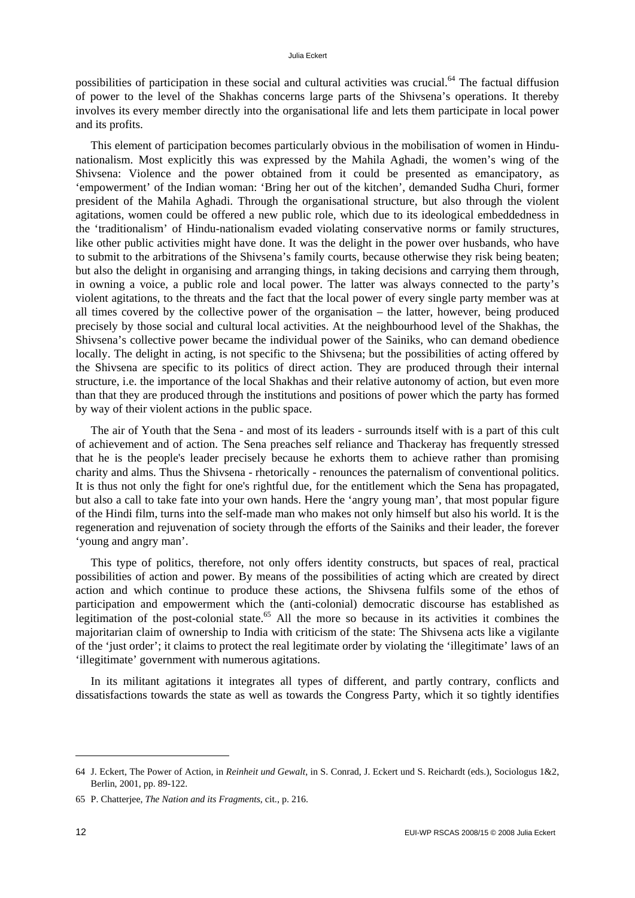possibilities of participation in these social and cultural activities was crucial.[64] The factual diffusion of power to the level of the Shakhas concerns large parts of the Shivsena's operations. It thereby involves its every member directly into the organisational life and lets them participate in local power and its profits.

This element of participation becomes particularly obvious in the mobilisation of women in Hindu-nationalism. Most explicitly this was expressed by the Mahila Aghadi, the women's wing of the Shivsena: Violence and the power obtained from it could be presented as emancipatory, as 'empowerment' of the Indian woman: 'Bring her out of the kitchen', demanded Sudha Churi, former president of the Mahila Aghadi. Through the organisational structure, but also through the violent agitations, women could be offered a new public role, which due to its ideological embeddedness in the 'traditionalism' of Hindu-nationalism evaded violating conservative norms or family structures, like other public activities might have done. It was the delight in the power over husbands, who have to submit to the arbitrations of the Shivsena's family courts, because otherwise they risk being beaten; but also the delight in organising and arranging things, in taking decisions and carrying them through, in owning a voice, a public role and local power. The latter was always connected to the party's violent agitations, to the threats and the fact that the local power of every single party member was at all times covered by the collective power of the organisation – the latter, however, being produced precisely by those social and cultural local activities. At the neighbourhood level of the Shakhas, the Shivsena's collective power became the individual power of the Sainiks, who can demand obedience locally. The delight in acting, is not specific to the Shivsena; but the possibilities of acting offered by the Shivsena are specific to its politics of direct action. They are produced through their internal structure, i.e. the importance of the local Shakhas and their relative autonomy of action, but even more than that they are produced through the institutions and positions of power which the party has formed by way of their violent actions in the public space.

The air of Youth that the Sena - and most of its leaders - surrounds itself with is a part of this cult of achievement and of action. The Sena preaches self reliance and Thackeray has frequently stressed that he is the people's leader precisely because he exhorts them to achieve rather than promising charity and alms. Thus the Shivsena - rhetorically - renounces the paternalism of conventional politics. It is thus not only the fight for one's rightful due, for the entitlement which the Sena has propagated, but also a call to take fate into your own hands. Here the 'angry young man', that most popular figure of the Hindi film, turns into the self-made man who makes not only himself but also his world. It is the regeneration and rejuvenation of society through the efforts of the Sainiks and their leader, the forever 'young and angry man'.

This type of politics, therefore, not only offers identity constructs, but spaces of real, practical possibilities of action and power. By means of the possibilities of acting which are created by direct action and which continue to produce these actions, the Shivsena fulfils some of the ethos of participation and empowerment which the (anti-colonial) democratic discourse has established as legitimation of the post-colonial state.[65] All the more so because in its activities it combines the majoritarian claim of ownership to India with criticism of the state: The Shivsena acts like a vigilante of the 'just order'; it claims to protect the real legitimate order by violating the 'illegitimate' laws of an 'illegitimate' government with numerous agitations.

In its militant agitations it integrates all types of different, and partly contrary, conflicts and dissatisfactions towards the state as well as towards the Congress Party, which it so tightly identifies

---

64 J. Eckert, The Power of Action, in *Reinheit und Gewalt*, in S. Conrad, J. Eckert und S. Reichardt (eds.), Sociologus 1&2, Berlin, 2001, pp. 89-122.

65 P. Chatterjee, *The Nation and its Fragments*, cit., p. 216.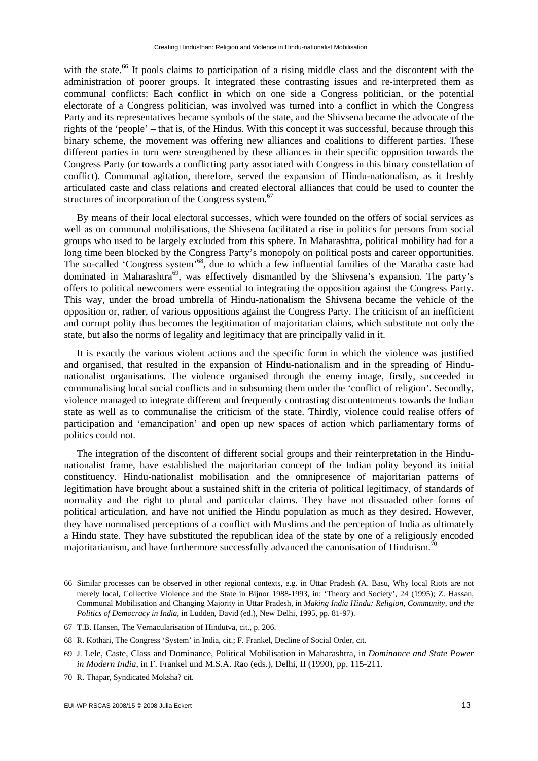with the state.[66] It pools claims to participation of a rising middle class and the discontent with the administration of poorer groups. It integrated these contrasting issues and re-interpreted them as communal conflicts: Each conflict in which on one side a Congress politician, or the potential electorate of a Congress politician, was involved was turned into a conflict in which the Congress Party and its representatives became symbols of the state, and the Shivsena became the advocate of the rights of the 'people' – that is, of the Hindus. With this concept it was successful, because through this binary scheme, the movement was offering new alliances and coalitions to different parties. These different parties in turn were strengthened by these alliances in their specific opposition towards the Congress Party (or towards a conflicting party associated with Congress in this binary constellation of conflict). Communal agitation, therefore, served the expansion of Hindu-nationalism, as it freshly articulated caste and class relations and created electoral alliances that could be used to counter the structures of incorporation of the Congress system.[67]

By means of their local electoral successes, which were founded on the offers of social services as well as on communal mobilisations, the Shivsena facilitated a rise in politics for persons from social groups who used to be largely excluded from this sphere. In Maharashtra, political mobility had for a long time been blocked by the Congress Party's monopoly on political posts and career opportunities. The so-called 'Congress system'[68], due to which a few influential families of the Maratha caste had dominated in Maharashtra[69], was effectively dismantled by the Shivsena's expansion. The party's offers to political newcomers were essential to integrating the opposition against the Congress Party. This way, under the broad umbrella of Hindu-nationalism the Shivsena became the vehicle of the opposition or, rather, of various oppositions against the Congress Party. The criticism of an inefficient and corrupt polity thus becomes the legitimation of majoritarian claims, which substitute not only the state, but also the norms of legality and legitimacy that are principally valid in it.

It is exactly the various violent actions and the specific form in which the violence was justified and organised, that resulted in the expansion of Hindu-nationalism and in the spreading of Hindu-nationalist organisations. The violence organised through the enemy image, firstly, succeeded in communalising local social conflicts and in subsuming them under the 'conflict of religion'. Secondly, violence managed to integrate different and frequently contrasting discontentments towards the Indian state as well as to communalise the criticism of the state. Thirdly, violence could realise offers of participation and 'emancipation' and open up new spaces of action which parliamentary forms of politics could not.

The integration of the discontent of different social groups and their reinterpretation in the Hindu-nationalist frame, have established the majoritarian concept of the Indian polity beyond its initial constituency. Hindu-nationalist mobilisation and the omnipresence of majoritarian patterns of legitimation have brought about a sustained shift in the criteria of political legitimacy, of standards of normality and the right to plural and particular claims. They have not dissuaded other forms of political articulation, and have not unified the Hindu population as much as they desired. However, they have normalised perceptions of a conflict with Muslims and the perception of India as ultimately a Hindu state. They have substituted the republican idea of the state by one of a religiously encoded majoritarianism, and have furthermore successfully advanced the canonisation of Hinduism.[70]

---

66 Similar processes can be observed in other regional contexts, e.g. in Uttar Pradesh (A. Basu, Why local Riots are not merely local, Collective Violence and the State in Bijnor 1988-1993, in: 'Theory and Society', 24 (1995); Z. Hassan, Communal Mobilisation and Changing Majority in Uttar Pradesh, in *Making India Hindu: Religion, Community, and the Politics of Democracy in India*, in Ludden, David (ed.), New Delhi, 1995, pp. 81-97).

67 T.B. Hansen, The Vernacularisation of Hindutva, cit., p. 206.

68 R. Kothari, The Congress 'System' in India, cit.; F. Frankel, Decline of Social Order, cit.

69 J. Lele, Caste, Class and Dominance, Political Mobilisation in Maharashtra, in *Dominance and State Power in Modern India*, in F. Frankel und M.S.A. Rao (eds.), Delhi, II (1990), pp. 115-211.

70 R. Thapar, Syndicated Moksha? cit.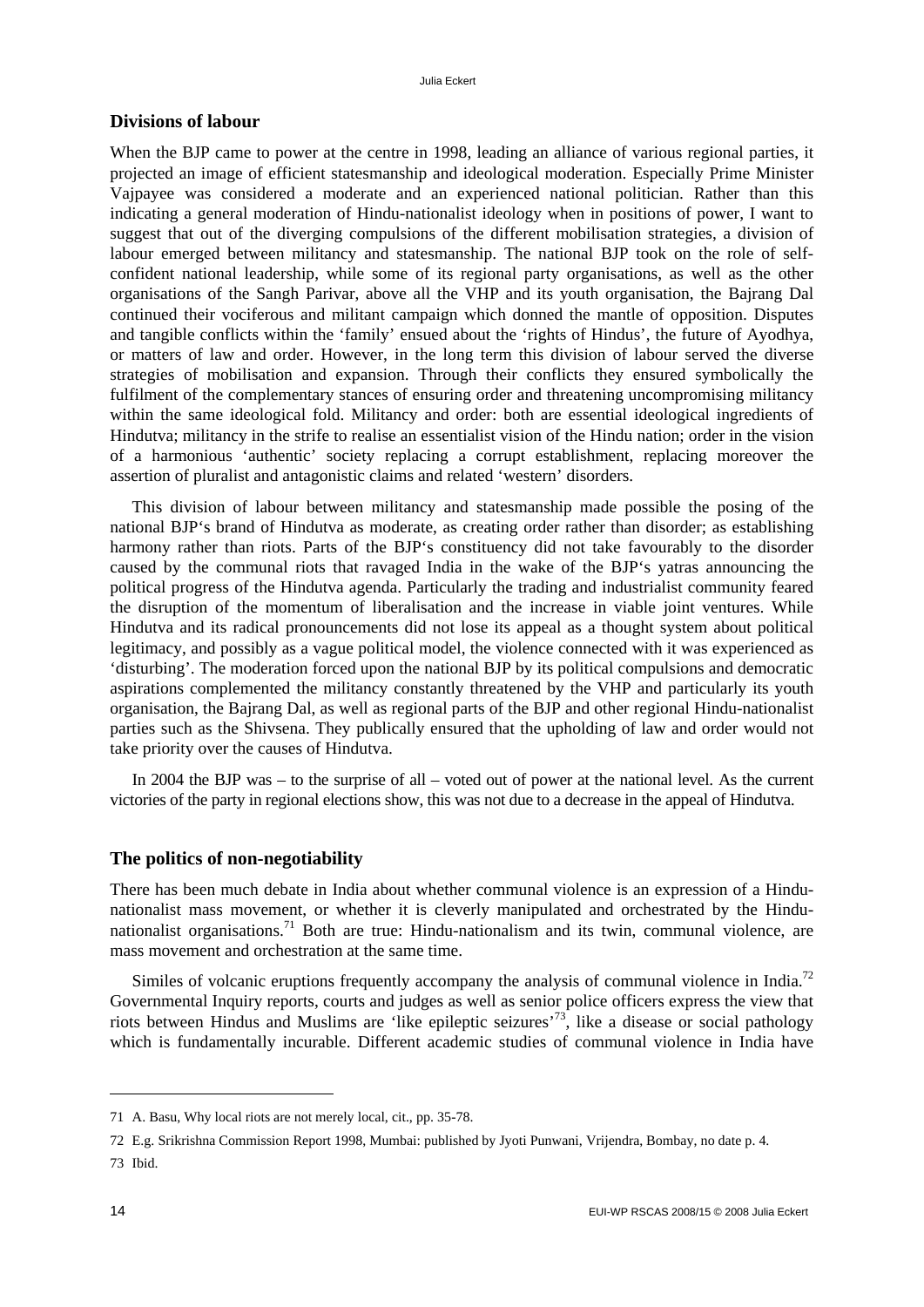## Divisions of labour

When the BJP came to power at the centre in 1998, leading an alliance of various regional parties, it projected an image of efficient statesmanship and ideological moderation. Especially Prime Minister Vajpayee was considered a moderate and an experienced national politician. Rather than this indicating a general moderation of Hindu-nationalist ideology when in positions of power, I want to suggest that out of the diverging compulsions of the different mobilisation strategies, a division of labour emerged between militancy and statesmanship. The national BJP took on the role of self-confident national leadership, while some of its regional party organisations, as well as the other organisations of the Sangh Parivar, above all the VHP and its youth organisation, the Bajrang Dal continued their vociferous and militant campaign which donned the mantle of opposition. Disputes and tangible conflicts within the 'family' ensued about the 'rights of Hindus', the future of Ayodhya, or matters of law and order. However, in the long term this division of labour served the diverse strategies of mobilisation and expansion. Through their conflicts they ensured symbolically the fulfilment of the complementary stances of ensuring order and threatening uncompromising militancy within the same ideological fold. Militancy and order: both are essential ideological ingredients of Hindutva; militancy in the strife to realise an essentialist vision of the Hindu nation; order in the vision of a harmonious 'authentic' society replacing a corrupt establishment, replacing moreover the assertion of pluralist and antagonistic claims and related 'western' disorders.

This division of labour between militancy and statesmanship made possible the posing of the national BJP's brand of Hindutva as moderate, as creating order rather than disorder; as establishing harmony rather than riots. Parts of the BJP's constituency did not take favourably to the disorder caused by the communal riots that ravaged India in the wake of the BJP's yatras announcing the political progress of the Hindutva agenda. Particularly the trading and industrialist community feared the disruption of the momentum of liberalisation and the increase in viable joint ventures. While Hindutva and its radical pronouncements did not lose its appeal as a thought system about political legitimacy, and possibly as a vague political model, the violence connected with it was experienced as 'disturbing'. The moderation forced upon the national BJP by its political compulsions and democratic aspirations complemented the militancy constantly threatened by the VHP and particularly its youth organisation, the Bajrang Dal, as well as regional parts of the BJP and other regional Hindu-nationalist parties such as the Shivsena. They publically ensured that the upholding of law and order would not take priority over the causes of Hindutva.

In 2004 the BJP was – to the surprise of all – voted out of power at the national level. As the current victories of the party in regional elections show, this was not due to a decrease in the appeal of Hindutva.

## The politics of non-negotiability

There has been much debate in India about whether communal violence is an expression of a Hindu-nationalist mass movement, or whether it is cleverly manipulated and orchestrated by the Hindu-nationalist organisations.[71] Both are true: Hindu-nationalism and its twin, communal violence, are mass movement and orchestration at the same time.

Similes of volcanic eruptions frequently accompany the analysis of communal violence in India.[72] Governmental Inquiry reports, courts and judges as well as senior police officers express the view that riots between Hindus and Muslims are 'like epileptic seizures'[73], like a disease or social pathology which is fundamentally incurable. Different academic studies of communal violence in India have

---

71 A. Basu, Why local riots are not merely local, cit., pp. 35-78.

72 E.g. Srikrishna Commission Report 1998, Mumbai: published by Jyoti Punwani, Vrijendra, Bombay, no date p. 4.

73 Ibid.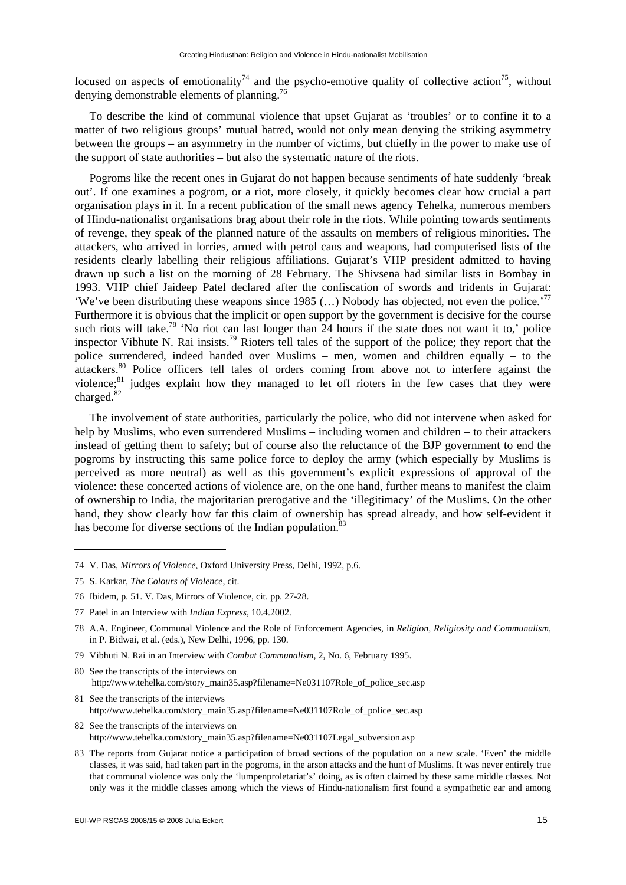focused on aspects of emotionality[74] and the psycho-emotive quality of collective action[75], without denying demonstrable elements of planning.[76]

To describe the kind of communal violence that upset Gujarat as 'troubles' or to confine it to a matter of two religious groups' mutual hatred, would not only mean denying the striking asymmetry between the groups – an asymmetry in the number of victims, but chiefly in the power to make use of the support of state authorities – but also the systematic nature of the riots.

Pogroms like the recent ones in Gujarat do not happen because sentiments of hate suddenly 'break out'. If one examines a pogrom, or a riot, more closely, it quickly becomes clear how crucial a part organisation plays in it. In a recent publication of the small news agency Tehelka, numerous members of Hindu-nationalist organisations brag about their role in the riots. While pointing towards sentiments of revenge, they speak of the planned nature of the assaults on members of religious minorities. The attackers, who arrived in lorries, armed with petrol cans and weapons, had computerised lists of the residents clearly labelling their religious affiliations. Gujarat's VHP president admitted to having drawn up such a list on the morning of 28 February. The Shivsena had similar lists in Bombay in 1993. VHP chief Jaideep Patel declared after the confiscation of swords and tridents in Gujarat: 'We've been distributing these weapons since 1985 (…) Nobody has objected, not even the police.'[77] Furthermore it is obvious that the implicit or open support by the government is decisive for the course such riots will take.[78] 'No riot can last longer than 24 hours if the state does not want it to,' police inspector Vibhute N. Rai insists.[79] Rioters tell tales of the support of the police; they report that the police surrendered, indeed handed over Muslims – men, women and children equally – to the attackers.[80] Police officers tell tales of orders coming from above not to interfere against the violence;[81] judges explain how they managed to let off rioters in the few cases that they were charged.[82]

The involvement of state authorities, particularly the police, who did not intervene when asked for help by Muslims, who even surrendered Muslims – including women and children – to their attackers instead of getting them to safety; but of course also the reluctance of the BJP government to end the pogroms by instructing this same police force to deploy the army (which especially by Muslims is perceived as more neutral) as well as this government's explicit expressions of approval of the violence: these concerted actions of violence are, on the one hand, further means to manifest the claim of ownership to India, the majoritarian prerogative and the 'illegitimacy' of the Muslims. On the other hand, they show clearly how far this claim of ownership has spread already, and how self-evident it has become for diverse sections of the Indian population.[83]

---

74 V. Das, *Mirrors of Violence*, Oxford University Press, Delhi, 1992, p.6.

75 S. Karkar, *The Colours of Violence*, cit.

76 Ibidem, p. 51. V. Das, Mirrors of Violence, cit. pp. 27-28.

77 Patel in an Interview with *Indian Express*, 10.4.2002.

78 A.A. Engineer, Communal Violence and the Role of Enforcement Agencies, in *Religion, Religiosity and Communalism*, in P. Bidwai, et al. (eds.), New Delhi, 1996, pp. 130.

79 Vibhuti N. Rai in an Interview with *Combat Communalism*, 2, No. 6, February 1995.

80 See the transcripts of the interviews on http://www.tehelka.com/story_main35.asp?filename=Ne031107Role_of_police_sec.asp

81 See the transcripts of the interviews http://www.tehelka.com/story_main35.asp?filename=Ne031107Role_of_police_sec.asp

82 See the transcripts of the interviews on http://www.tehelka.com/story_main35.asp?filename=Ne031107Legal_subversion.asp

83 The reports from Gujarat notice a participation of broad sections of the population on a new scale. 'Even' the middle classes, it was said, had taken part in the pogroms, in the arson attacks and the hunt of Muslims. It was never entirely true that communal violence was only the 'lumpenproletariat's' doing, as is often claimed by these same middle classes. Not only was it the middle classes among which the views of Hindu-nationalism first found a sympathetic ear and among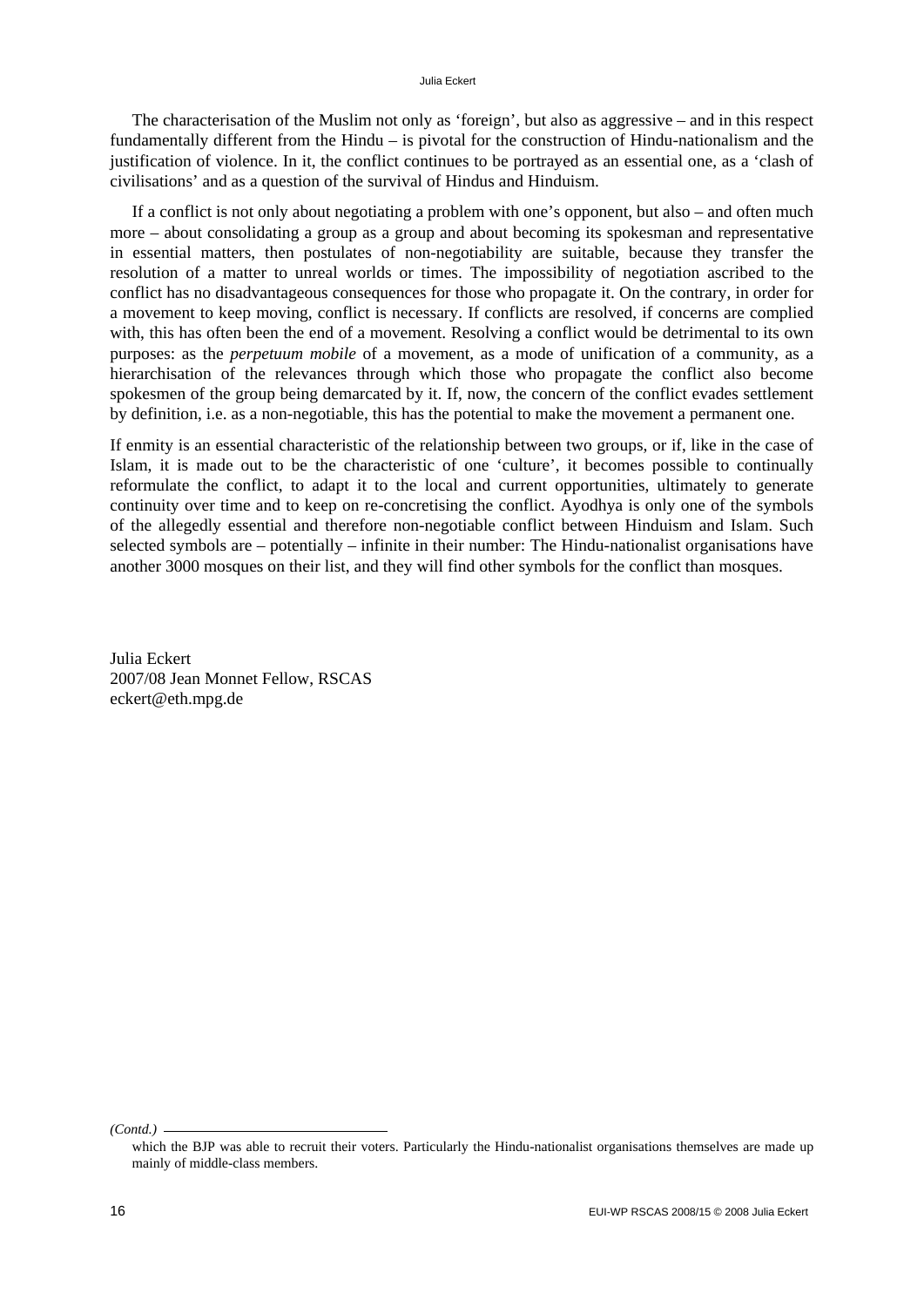The characterisation of the Muslim not only as 'foreign', but also as aggressive – and in this respect fundamentally different from the Hindu – is pivotal for the construction of Hindu-nationalism and the justification of violence. In it, the conflict continues to be portrayed as an essential one, as a 'clash of civilisations' and as a question of the survival of Hindus and Hinduism.

If a conflict is not only about negotiating a problem with one's opponent, but also – and often much more – about consolidating a group as a group and about becoming its spokesman and representative in essential matters, then postulates of non-negotiability are suitable, because they transfer the resolution of a matter to unreal worlds or times. The impossibility of negotiation ascribed to the conflict has no disadvantageous consequences for those who propagate it. On the contrary, in order for a movement to keep moving, conflict is necessary. If conflicts are resolved, if concerns are complied with, this has often been the end of a movement. Resolving a conflict would be detrimental to its own purposes: as the *perpetuum mobile* of a movement, as a mode of unification of a community, as a hierarchisation of the relevances through which those who propagate the conflict also become spokesmen of the group being demarcated by it. If, now, the concern of the conflict evades settlement by definition, i.e. as a non-negotiable, this has the potential to make the movement a permanent one.

If enmity is an essential characteristic of the relationship between two groups, or if, like in the case of Islam, it is made out to be the characteristic of one 'culture', it becomes possible to continually reformulate the conflict, to adapt it to the local and current opportunities, ultimately to generate continuity over time and to keep on re-concretising the conflict. Ayodhya is only one of the symbols of the allegedly essential and therefore non-negotiable conflict between Hinduism and Islam. Such selected symbols are – potentially – infinite in their number: The Hindu-nationalist organisations have another 3000 mosques on their list, and they will find other symbols for the conflict than mosques.

Julia Eckert
2007/08 Jean Monnet Fellow, RSCAS
eckert@eth.mpg.de

*(Contd.)*

which the BJP was able to recruit their voters. Particularly the Hindu-nationalist organisations themselves are made up mainly of middle-class members.